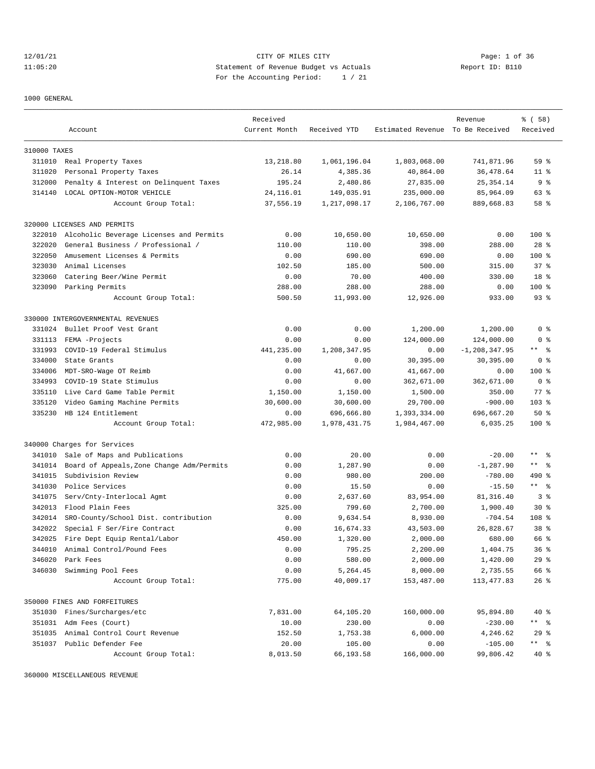12/01/21 CITY OF MILES CITY
11:05:20 Statement of Revenue Budget vs Actuals Report ID: B110
For the Accounting Period: 1 / 21

1000 GENERAL

| | Account | Received Current Month | Received YTD | Estimated Revenue | Revenue To Be Received | % ( 58) Received |
|---|---|---|---|---|---|---|
| **310000 TAXES** | | | | | | |
| 311010 | Real Property Taxes | 13,218.80 | 1,061,196.04 | 1,803,068.00 | 741,871.96 | 59 % |
| 311020 | Personal Property Taxes | 26.14 | 4,385.36 | 40,864.00 | 36,478.64 | 11 % |
| 312000 | Penalty & Interest on Delinquent Taxes | 195.24 | 2,480.86 | 27,835.00 | 25,354.14 | 9 % |
| 314140 | LOCAL OPTION-MOTOR VEHICLE | 24,116.01 | 149,035.91 | 235,000.00 | 85,964.09 | 63 % |
| | Account Group Total: | 37,556.19 | 1,217,098.17 | 2,106,767.00 | 889,668.83 | 58 % |
| **320000 LICENSES AND PERMITS** | | | | | | |
| 322010 | Alcoholic Beverage Licenses and Permits | 0.00 | 10,650.00 | 10,650.00 | 0.00 | 100 % |
| 322020 | General Business / Professional / | 110.00 | 110.00 | 398.00 | 288.00 | 28 % |
| 322050 | Amusement Licenses & Permits | 0.00 | 690.00 | 690.00 | 0.00 | 100 % |
| 323030 | Animal Licenses | 102.50 | 185.00 | 500.00 | 315.00 | 37 % |
| 323060 | Catering Beer/Wine Permit | 0.00 | 70.00 | 400.00 | 330.00 | 18 % |
| 323090 | Parking Permits | 288.00 | 288.00 | 288.00 | 0.00 | 100 % |
| | Account Group Total: | 500.50 | 11,993.00 | 12,926.00 | 933.00 | 93 % |
| **330000 INTERGOVERNMENTAL REVENUES** | | | | | | |
| 331024 | Bullet Proof Vest Grant | 0.00 | 0.00 | 1,200.00 | 1,200.00 | 0 % |
| 331113 | FEMA -Projects | 0.00 | 0.00 | 124,000.00 | 124,000.00 | 0 % |
| 331993 | COVID-19 Federal Stimulus | 441,235.00 | 1,208,347.95 | 0.00 | -1,208,347.95 | ** % |
| 334000 | State Grants | 0.00 | 0.00 | 30,395.00 | 30,395.00 | 0 % |
| 334006 | MDT-SRO-Wage OT Reimb | 0.00 | 41,667.00 | 41,667.00 | 0.00 | 100 % |
| 334993 | COVID-19 State Stimulus | 0.00 | 0.00 | 362,671.00 | 362,671.00 | 0 % |
| 335110 | Live Card Game Table Permit | 1,150.00 | 1,150.00 | 1,500.00 | 350.00 | 77 % |
| 335120 | Video Gaming Machine Permits | 30,600.00 | 30,600.00 | 29,700.00 | -900.00 | 103 % |
| 335230 | HB 124 Entitlement | 0.00 | 696,666.80 | 1,393,334.00 | 696,667.20 | 50 % |
| | Account Group Total: | 472,985.00 | 1,978,431.75 | 1,984,467.00 | 6,035.25 | 100 % |
| **340000 Charges for Services** | | | | | | |
| 341010 | Sale of Maps and Publications | 0.00 | 20.00 | 0.00 | -20.00 | ** % |
| 341014 | Board of Appeals,Zone Change Adm/Permits | 0.00 | 1,287.90 | 0.00 | -1,287.90 | ** % |
| 341015 | Subdivision Review | 0.00 | 980.00 | 200.00 | -780.00 | 490 % |
| 341030 | Police Services | 0.00 | 15.50 | 0.00 | -15.50 | ** % |
| 341075 | Serv/Cnty-Interlocal Agmt | 0.00 | 2,637.60 | 83,954.00 | 81,316.40 | 3 % |
| 342013 | Flood Plain Fees | 325.00 | 799.60 | 2,700.00 | 1,900.40 | 30 % |
| 342014 | SRO-County/School Dist. contribution | 0.00 | 9,634.54 | 8,930.00 | -704.54 | 108 % |
| 342022 | Special F Ser/Fire Contract | 0.00 | 16,674.33 | 43,503.00 | 26,828.67 | 38 % |
| 342025 | Fire Dept Equip Rental/Labor | 450.00 | 1,320.00 | 2,000.00 | 680.00 | 66 % |
| 344010 | Animal Control/Pound Fees | 0.00 | 795.25 | 2,200.00 | 1,404.75 | 36 % |
| 346020 | Park Fees | 0.00 | 580.00 | 2,000.00 | 1,420.00 | 29 % |
| 346030 | Swimming Pool Fees | 0.00 | 5,264.45 | 8,000.00 | 2,735.55 | 66 % |
| | Account Group Total: | 775.00 | 40,009.17 | 153,487.00 | 113,477.83 | 26 % |
| **350000 FINES AND FORFEITURES** | | | | | | |
| 351030 | Fines/Surcharges/etc | 7,831.00 | 64,105.20 | 160,000.00 | 95,894.80 | 40 % |
| 351031 | Adm Fees (Court) | 10.00 | 230.00 | 0.00 | -230.00 | ** % |
| 351035 | Animal Control Court Revenue | 152.50 | 1,753.38 | 6,000.00 | 4,246.62 | 29 % |
| 351037 | Public Defender Fee | 20.00 | 105.00 | 0.00 | -105.00 | ** % |
| | Account Group Total: | 8,013.50 | 66,193.58 | 166,000.00 | 99,806.42 | 40 % |

360000 MISCELLANEOUS REVENUE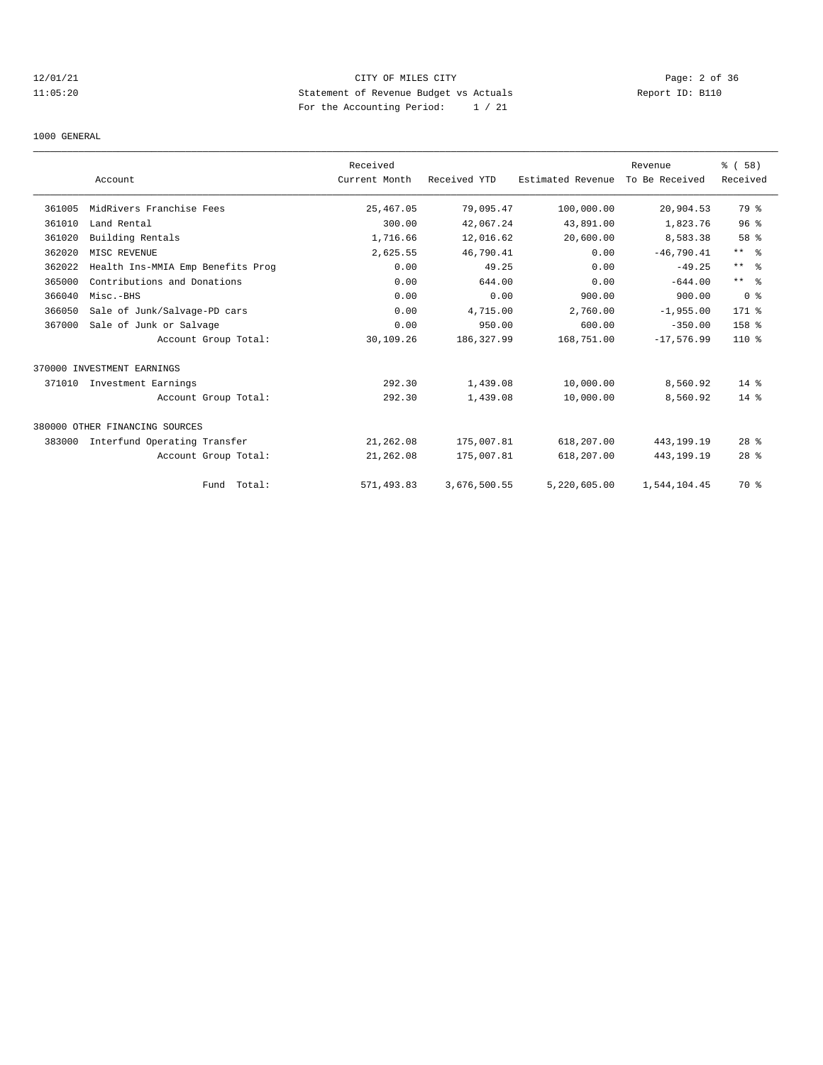CITY OF MILES CITY
Statement of Revenue Budget vs Actuals
For the Accounting Period: 1 / 21

12/01/21
11:05:20

Report ID: B110

1000 GENERAL

| | Account | Received Current Month | Received YTD | Estimated Revenue | Revenue To Be Received | % ( 58) Received |
|---|---|---|---|---|---|---|
| 361005 | MidRivers Franchise Fees | 25,467.05 | 79,095.47 | 100,000.00 | 20,904.53 | 79 % |
| 361010 | Land Rental | 300.00 | 42,067.24 | 43,891.00 | 1,823.76 | 96 % |
| 361020 | Building Rentals | 1,716.66 | 12,016.62 | 20,600.00 | 8,583.38 | 58 % |
| 362020 | MISC REVENUE | 2,625.55 | 46,790.41 | 0.00 | -46,790.41 | ** % |
| 362022 | Health Ins-MMIA Emp Benefits Prog | 0.00 | 49.25 | 0.00 | -49.25 | ** % |
| 365000 | Contributions and Donations | 0.00 | 644.00 | 0.00 | -644.00 | ** % |
| 366040 | Misc.-BHS | 0.00 | 0.00 | 900.00 | 900.00 | 0 % |
| 366050 | Sale of Junk/Salvage-PD cars | 0.00 | 4,715.00 | 2,760.00 | -1,955.00 | 171 % |
| 367000 | Sale of Junk or Salvage | 0.00 | 950.00 | 600.00 | -350.00 | 158 % |
| | Account Group Total: | 30,109.26 | 186,327.99 | 168,751.00 | -17,576.99 | 110 % |
| 370000 INVESTMENT EARNINGS | | | | | | |
| 371010 | Investment Earnings | 292.30 | 1,439.08 | 10,000.00 | 8,560.92 | 14 % |
| | Account Group Total: | 292.30 | 1,439.08 | 10,000.00 | 8,560.92 | 14 % |
| 380000 OTHER FINANCING SOURCES | | | | | | |
| 383000 | Interfund Operating Transfer | 21,262.08 | 175,007.81 | 618,207.00 | 443,199.19 | 28 % |
| | Account Group Total: | 21,262.08 | 175,007.81 | 618,207.00 | 443,199.19 | 28 % |
| | Fund Total: | 571,493.83 | 3,676,500.55 | 5,220,605.00 | 1,544,104.45 | 70 % |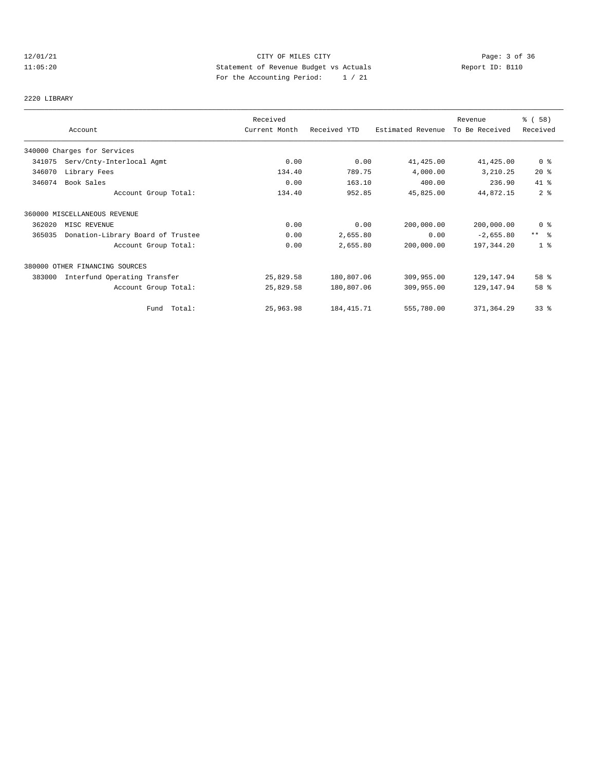CITY OF MILES CITY
Statement of Revenue Budget vs Actuals
For the Accounting Period: 1 / 21

12/01/21
11:05:20

Report ID: B110

## 2220 LIBRARY

| Account | | Received Current Month | Received YTD | Estimated Revenue | Revenue To Be Received | % ( 58) Received |
|---|---|---|---|---|---|---|
| 340000 Charges for Services | | | | | | |
| 341075 | Serv/Cnty-Interlocal Agmt | 0.00 | 0.00 | 41,425.00 | 41,425.00 | 0 % |
| 346070 | Library Fees | 134.40 | 789.75 | 4,000.00 | 3,210.25 | 20 % |
| 346074 | Book Sales | 0.00 | 163.10 | 400.00 | 236.90 | 41 % |
| | Account Group Total: | 134.40 | 952.85 | 45,825.00 | 44,872.15 | 2 % |
| 360000 MISCELLANEOUS REVENUE | | | | | | |
| 362020 | MISC REVENUE | 0.00 | 0.00 | 200,000.00 | 200,000.00 | 0 % |
| 365035 | Donation-Library Board of Trustee | 0.00 | 2,655.80 | 0.00 | -2,655.80 | ** % |
| | Account Group Total: | 0.00 | 2,655.80 | 200,000.00 | 197,344.20 | 1 % |
| 380000 OTHER FINANCING SOURCES | | | | | | |
| 383000 | Interfund Operating Transfer | 25,829.58 | 180,807.06 | 309,955.00 | 129,147.94 | 58 % |
| | Account Group Total: | 25,829.58 | 180,807.06 | 309,955.00 | 129,147.94 | 58 % |
| | Fund Total: | 25,963.98 | 184,415.71 | 555,780.00 | 371,364.29 | 33 % |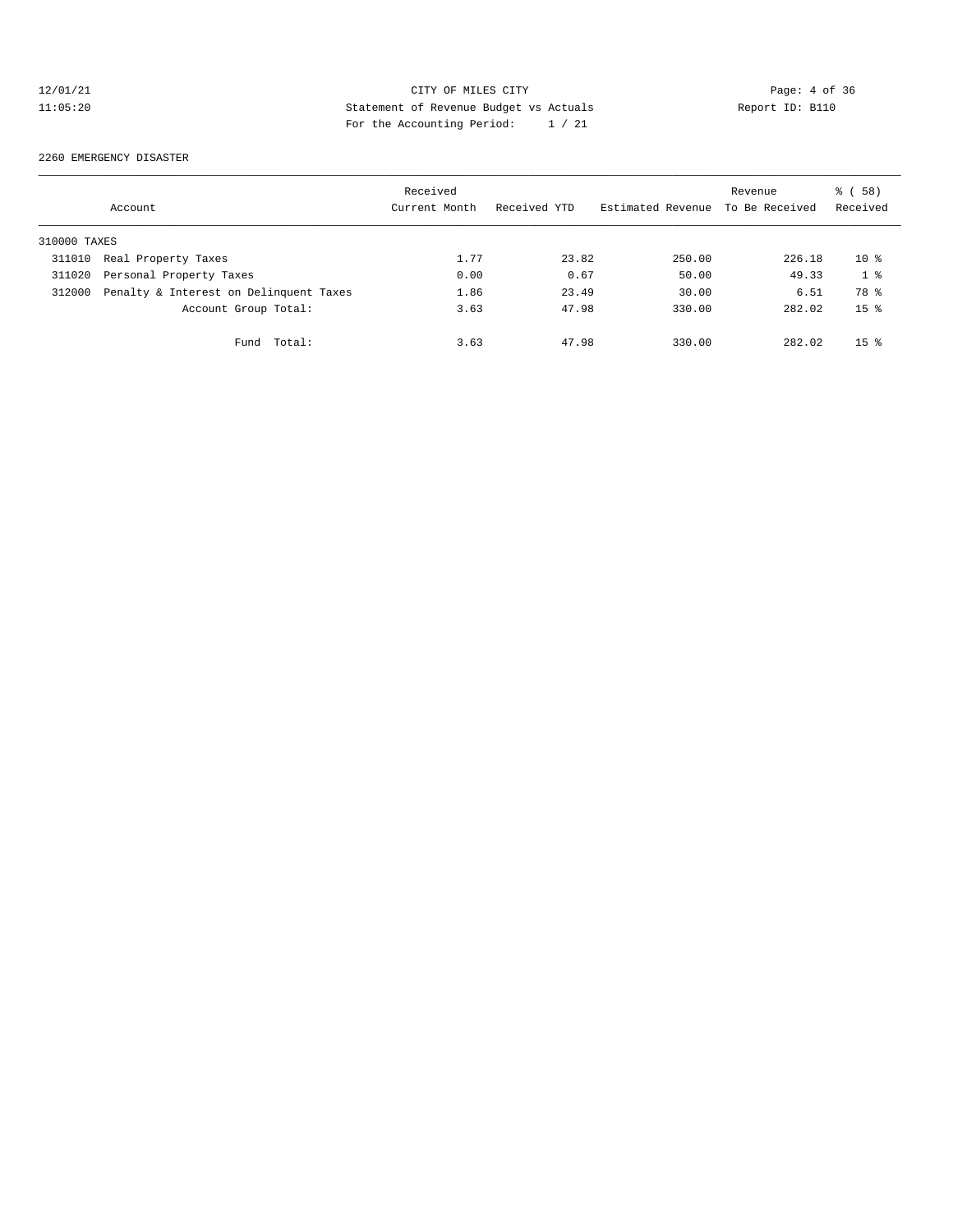CITY OF MILES CITY
Statement of Revenue Budget vs Actuals
For the Accounting Period: 1 / 21

12/01/21
11:05:20

Report ID: B110

2260 EMERGENCY DISASTER

| Account | | Received Current Month | Received YTD | Estimated Revenue | Revenue To Be Received | % ( 58) Received |
|---|---|---|---|---|---|---|
| 310000 TAXES | | | | | | |
| 311010 | Real Property Taxes | 1.77 | 23.82 | 250.00 | 226.18 | 10 % |
| 311020 | Personal Property Taxes | 0.00 | 0.67 | 50.00 | 49.33 | 1 % |
| 312000 | Penalty & Interest on Delinquent Taxes | 1.86 | 23.49 | 30.00 | 6.51 | 78 % |
| | Account Group Total: | 3.63 | 47.98 | 330.00 | 282.02 | 15 % |
| | Fund Total: | 3.63 | 47.98 | 330.00 | 282.02 | 15 % |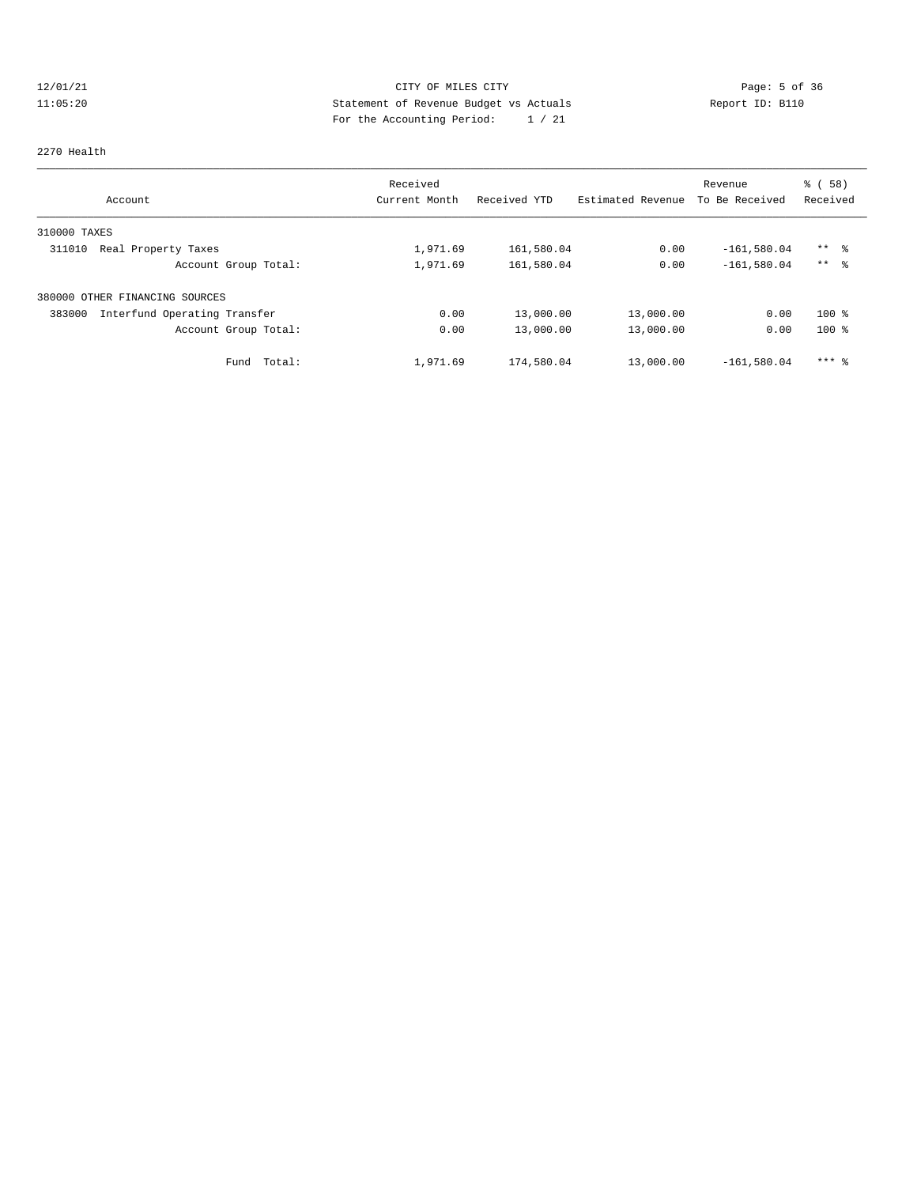12/01/21 CITY OF MILES CITY
11:05:20 Statement of Revenue Budget vs Actuals Report ID: B110
For the Accounting Period: 1 / 21

2270 Health

| Account | Received Current Month | Received YTD | Estimated Revenue | Revenue To Be Received | % ( 58) Received |
|---|---|---|---|---|---|
| 310000 TAXES | | | | | |
| 311010 Real Property Taxes | 1,971.69 | 161,580.04 | 0.00 | -161,580.04 | ** % |
| Account Group Total: | 1,971.69 | 161,580.04 | 0.00 | -161,580.04 | ** % |
| 380000 OTHER FINANCING SOURCES | | | | | |
| 383000 Interfund Operating Transfer | 0.00 | 13,000.00 | 13,000.00 | 0.00 | 100 % |
| Account Group Total: | 0.00 | 13,000.00 | 13,000.00 | 0.00 | 100 % |
| Fund Total: | 1,971.69 | 174,580.04 | 13,000.00 | -161,580.04 | *** % |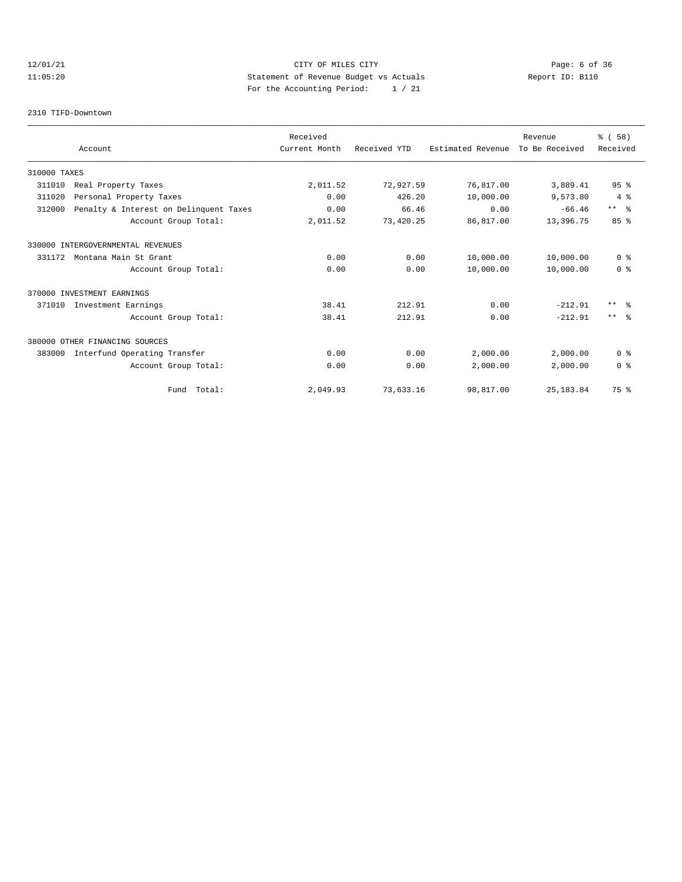12/01/21 CITY OF MILES CITY
11:05:20 Statement of Revenue Budget vs Actuals Report ID: B110
For the Accounting Period: 1 / 21

2310 TIFD-Downtown

| Account | Received Current Month | Received YTD | Estimated Revenue | Revenue To Be Received | % ( 58) Received |
|---|---|---|---|---|---|
| 310000 TAXES | | | | | |
| 311010 Real Property Taxes | 2,011.52 | 72,927.59 | 76,817.00 | 3,889.41 | 95 % |
| 311020 Personal Property Taxes | 0.00 | 426.20 | 10,000.00 | 9,573.80 | 4 % |
| 312000 Penalty & Interest on Delinquent Taxes | 0.00 | 66.46 | 0.00 | -66.46 | ** % |
| Account Group Total: | 2,011.52 | 73,420.25 | 86,817.00 | 13,396.75 | 85 % |
| 330000 INTERGOVERNMENTAL REVENUES | | | | | |
| 331172 Montana Main St Grant | 0.00 | 0.00 | 10,000.00 | 10,000.00 | 0 % |
| Account Group Total: | 0.00 | 0.00 | 10,000.00 | 10,000.00 | 0 % |
| 370000 INVESTMENT EARNINGS | | | | | |
| 371010 Investment Earnings | 38.41 | 212.91 | 0.00 | -212.91 | ** % |
| Account Group Total: | 38.41 | 212.91 | 0.00 | -212.91 | ** % |
| 380000 OTHER FINANCING SOURCES | | | | | |
| 383000 Interfund Operating Transfer | 0.00 | 0.00 | 2,000.00 | 2,000.00 | 0 % |
| Account Group Total: | 0.00 | 0.00 | 2,000.00 | 2,000.00 | 0 % |
| Fund Total: | 2,049.93 | 73,633.16 | 98,817.00 | 25,183.84 | 75 % |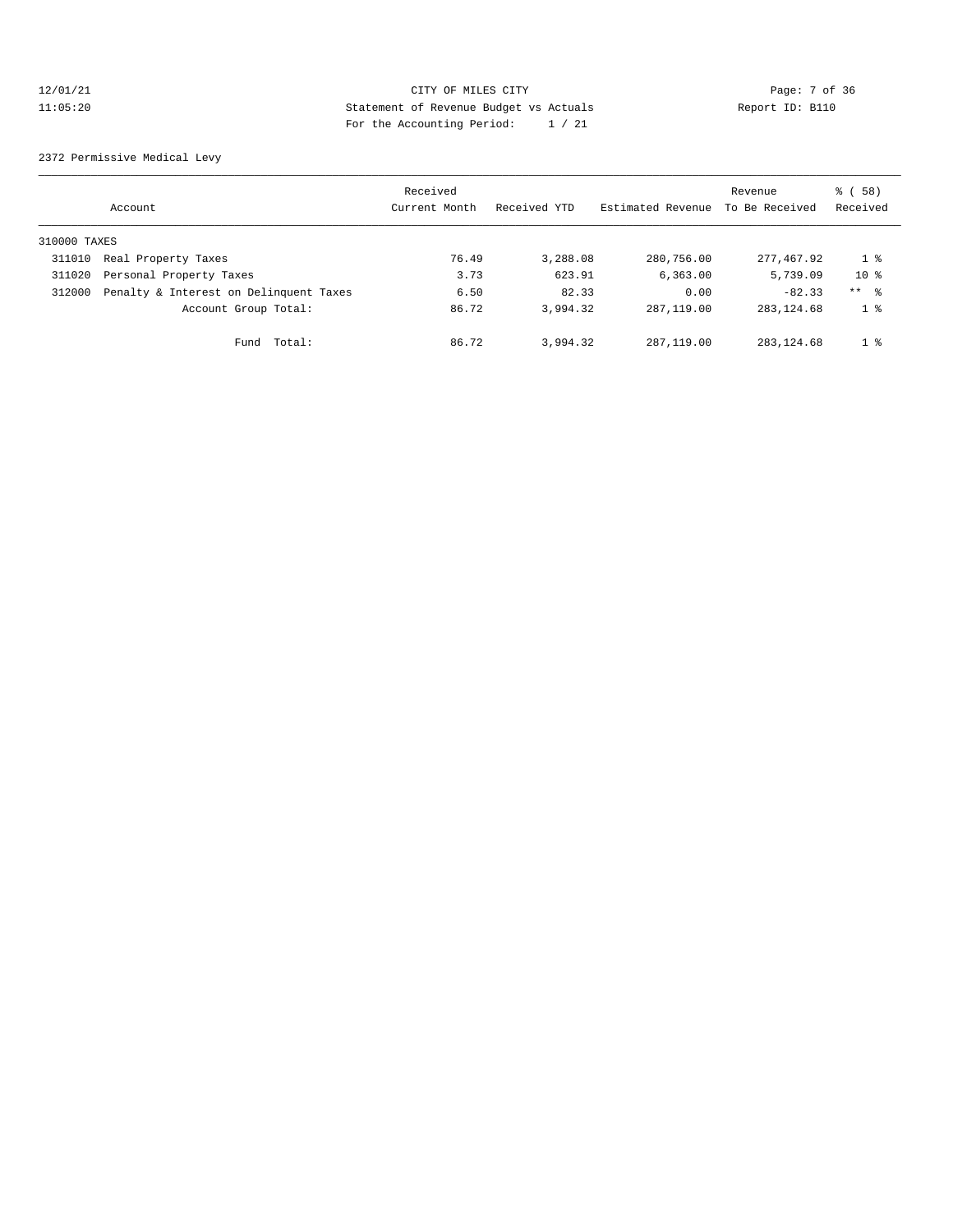CITY OF MILES CITY
Statement of Revenue Budget vs Actuals
For the Accounting Period: 1 / 21

12/01/21
11:05:20

Report ID: B110

2372 Permissive Medical Levy

| Account | | Received Current Month | Received YTD | Estimated Revenue | Revenue To Be Received | % ( 58) Received |
|---|---|---|---|---|---|---|
| 310000 TAXES | | | | | | |
| 311010 | Real Property Taxes | 76.49 | 3,288.08 | 280,756.00 | 277,467.92 | 1 % |
| 311020 | Personal Property Taxes | 3.73 | 623.91 | 6,363.00 | 5,739.09 | 10 % |
| 312000 | Penalty & Interest on Delinquent Taxes | 6.50 | 82.33 | 0.00 | -82.33 | ** % |
| | Account Group Total: | 86.72 | 3,994.32 | 287,119.00 | 283,124.68 | 1 % |
| | Fund Total: | 86.72 | 3,994.32 | 287,119.00 | 283,124.68 | 1 % |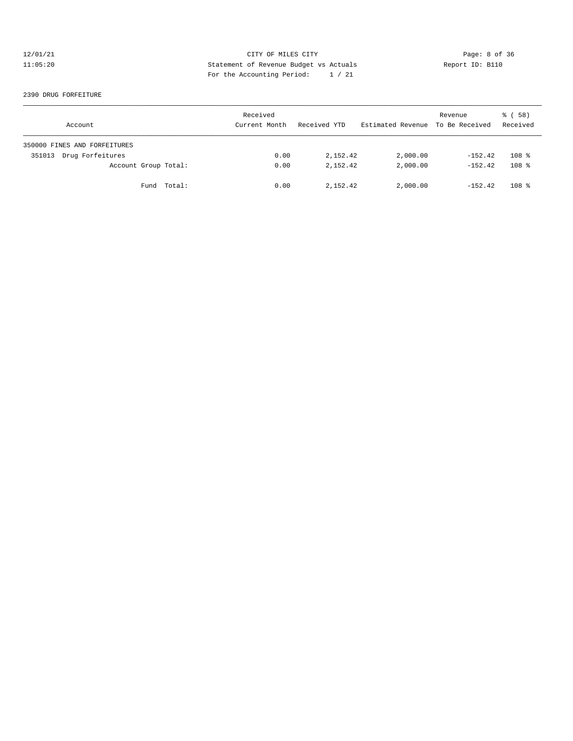CITY OF MILES CITY
Statement of Revenue Budget vs Actuals
For the Accounting Period: 1 / 21

12/01/21
11:05:20

Report ID: B110

2390 DRUG FORFEITURE

| Account | Received Current Month | Received YTD | Estimated Revenue | Revenue To Be Received | % ( 58) Received |
|---|---|---|---|---|---|
| 350000 FINES AND FORFEITURES | | | | | |
| 351013 Drug Forfeitures | 0.00 | 2,152.42 | 2,000.00 | -152.42 | 108 % |
| Account Group Total: | 0.00 | 2,152.42 | 2,000.00 | -152.42 | 108 % |
| Fund Total: | 0.00 | 2,152.42 | 2,000.00 | -152.42 | 108 % |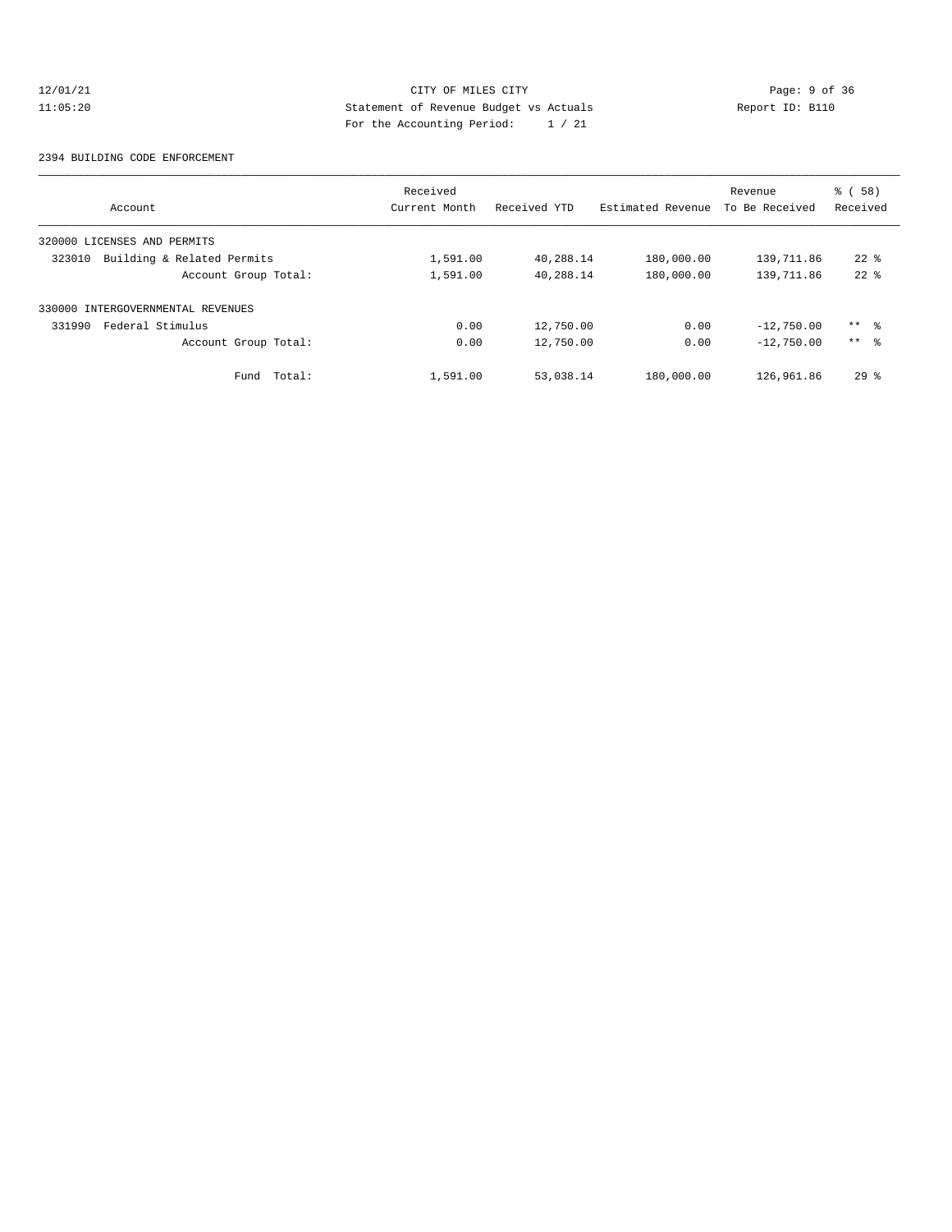12/01/21 CITY OF MILES CITY
11:05:20 Statement of Revenue Budget vs Actuals Report ID: B110
For the Accounting Period: 1 / 21

2394 BUILDING CODE ENFORCEMENT

| Account | Received Current Month | Received YTD | Estimated Revenue | Revenue To Be Received | % ( 58) Received |
|---|---|---|---|---|---|
| 320000 LICENSES AND PERMITS | | | | | |
| 323010 Building & Related Permits | 1,591.00 | 40,288.14 | 180,000.00 | 139,711.86 | 22 % |
| Account Group Total: | 1,591.00 | 40,288.14 | 180,000.00 | 139,711.86 | 22 % |
| 330000 INTERGOVERNMENTAL REVENUES | | | | | |
| 331990 Federal Stimulus | 0.00 | 12,750.00 | 0.00 | -12,750.00 | ** % |
| Account Group Total: | 0.00 | 12,750.00 | 0.00 | -12,750.00 | ** % |
| Fund Total: | 1,591.00 | 53,038.14 | 180,000.00 | 126,961.86 | 29 % |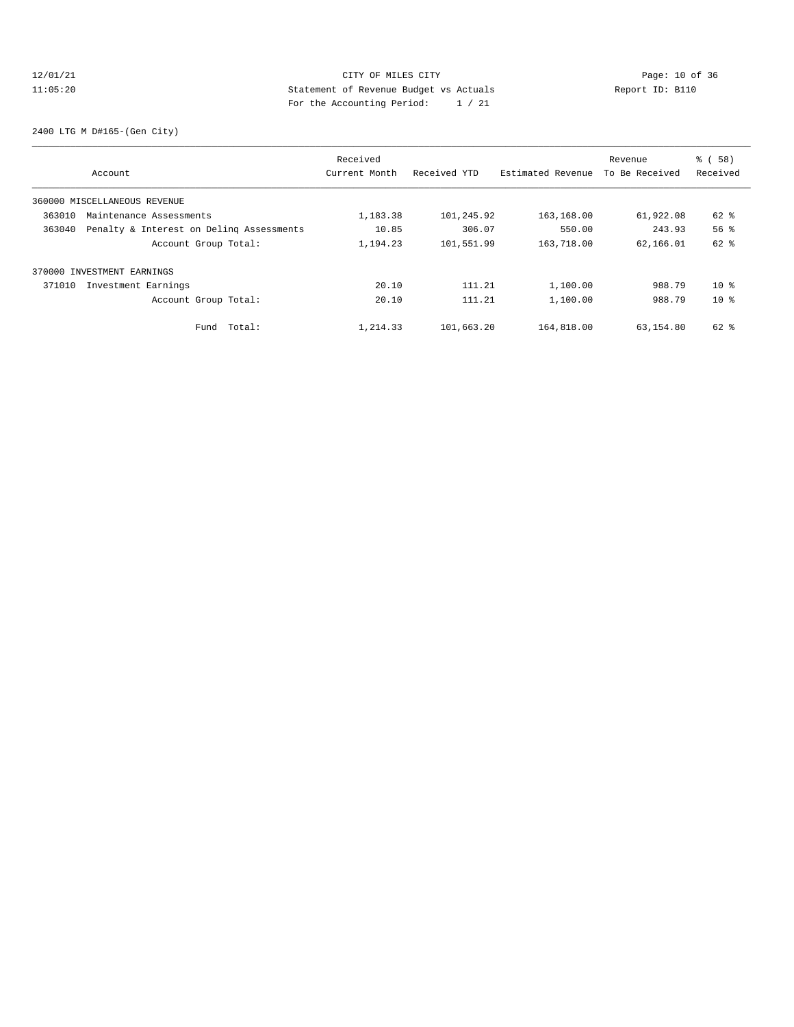CITY OF MILES CITY

Statement of Revenue Budget vs Actuals

For the Accounting Period: 1 / 21

12/01/21 11:05:20 — Report ID: B110

2400 LTG M D#165-(Gen City)

| Account | | Received Current Month | Received YTD | Estimated Revenue | Revenue To Be Received | % ( 58) Received |
|---|---|---|---|---|---|---|
| 360000 MISCELLANEOUS REVENUE | | | | | | |
| 363010 | Maintenance Assessments | 1,183.38 | 101,245.92 | 163,168.00 | 61,922.08 | 62 % |
| 363040 | Penalty & Interest on Delinq Assessments | 10.85 | 306.07 | 550.00 | 243.93 | 56 % |
| | Account Group Total: | 1,194.23 | 101,551.99 | 163,718.00 | 62,166.01 | 62 % |
| 370000 INVESTMENT EARNINGS | | | | | | |
| 371010 | Investment Earnings | 20.10 | 111.21 | 1,100.00 | 988.79 | 10 % |
| | Account Group Total: | 20.10 | 111.21 | 1,100.00 | 988.79 | 10 % |
| | Fund Total: | 1,214.33 | 101,663.20 | 164,818.00 | 63,154.80 | 62 % |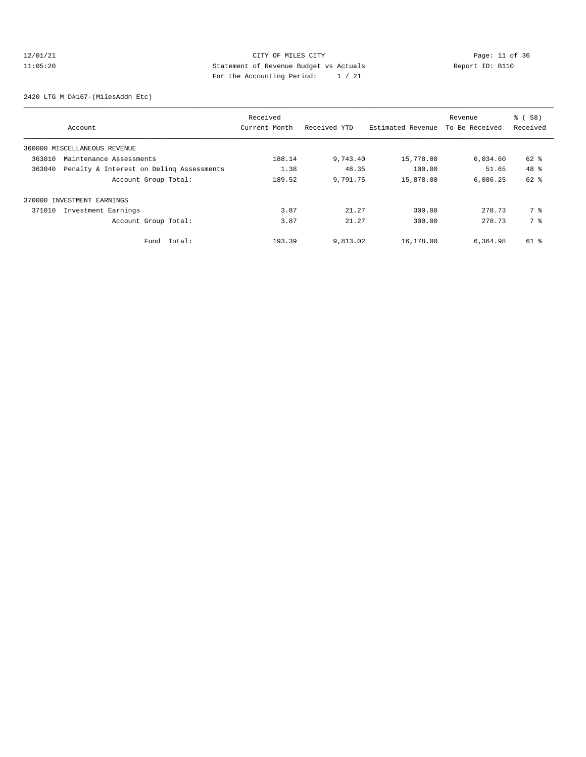CITY OF MILES CITY
Statement of Revenue Budget vs Actuals
For the Accounting Period: 1 / 21

12/01/21
11:05:20

Report ID: B110

2420 LTG M D#167-(MilesAddn Etc)

| Account | Received Current Month | Received YTD | Estimated Revenue | Revenue To Be Received | % ( 58) Received |
|---|---|---|---|---|---|
| 360000 MISCELLANEOUS REVENUE | | | | | |
| 363010 Maintenance Assessments | 188.14 | 9,743.40 | 15,778.00 | 6,034.60 | 62 % |
| 363040 Penalty & Interest on Delinq Assessments | 1.38 | 48.35 | 100.00 | 51.65 | 48 % |
| Account Group Total: | 189.52 | 9,791.75 | 15,878.00 | 6,086.25 | 62 % |
| 370000 INVESTMENT EARNINGS | | | | | |
| 371010 Investment Earnings | 3.87 | 21.27 | 300.00 | 278.73 | 7 % |
| Account Group Total: | 3.87 | 21.27 | 300.00 | 278.73 | 7 % |
| Fund Total: | 193.39 | 9,813.02 | 16,178.00 | 6,364.98 | 61 % |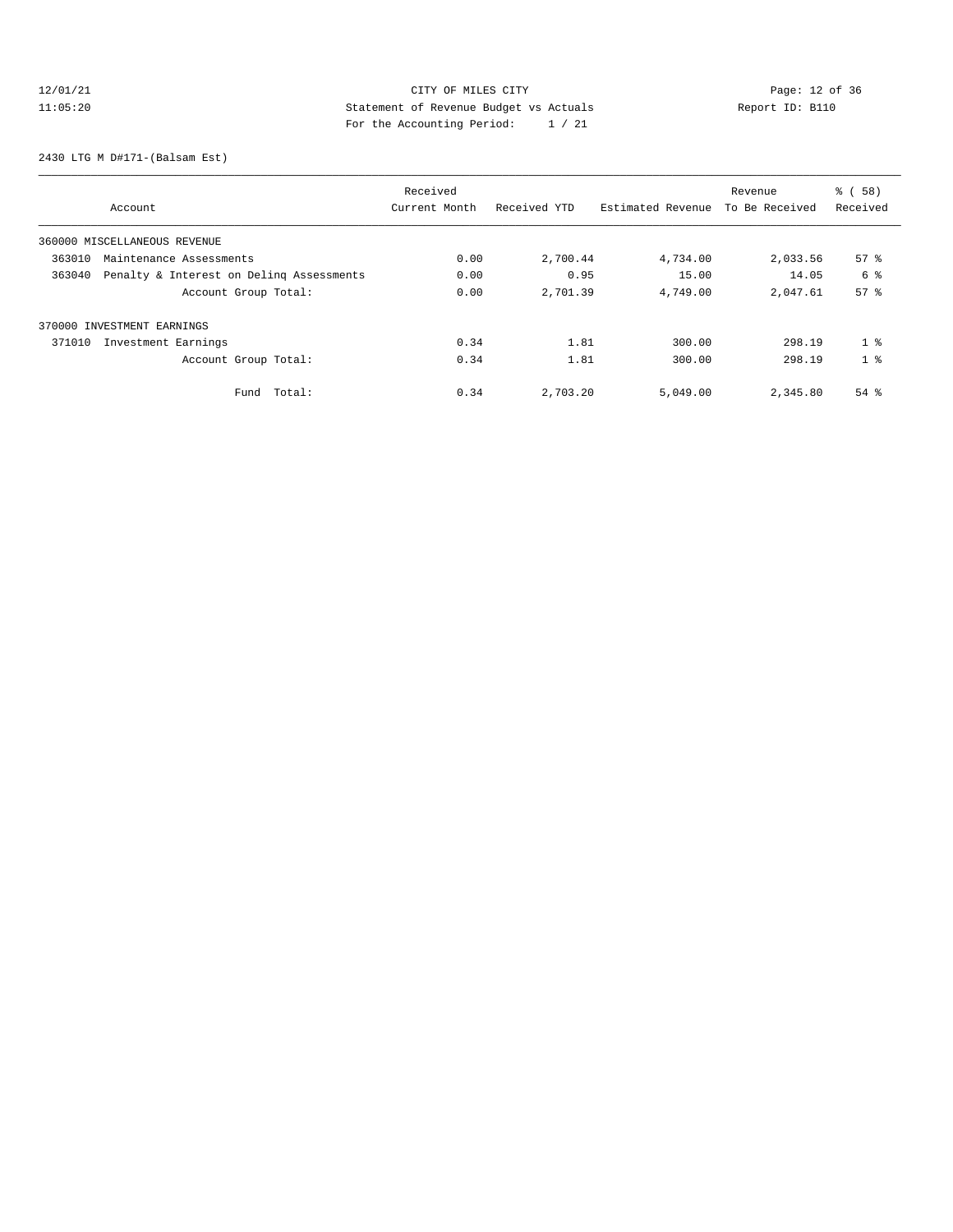CITY OF MILES CITY
Statement of Revenue Budget vs Actuals
For the Accounting Period: 1 / 21

12/01/21
11:05:20

Report ID: B110

2430 LTG M D#171-(Balsam Est)

| Account | Received Current Month | Received YTD | Estimated Revenue | Revenue To Be Received | % ( 58) Received |
|---|---|---|---|---|---|
| 360000 MISCELLANEOUS REVENUE | | | | | |
| 363010 Maintenance Assessments | 0.00 | 2,700.44 | 4,734.00 | 2,033.56 | 57 % |
| 363040 Penalty & Interest on Delinq Assessments | 0.00 | 0.95 | 15.00 | 14.05 | 6 % |
| Account Group Total: | 0.00 | 2,701.39 | 4,749.00 | 2,047.61 | 57 % |
| 370000 INVESTMENT EARNINGS | | | | | |
| 371010 Investment Earnings | 0.34 | 1.81 | 300.00 | 298.19 | 1 % |
| Account Group Total: | 0.34 | 1.81 | 300.00 | 298.19 | 1 % |
| Fund Total: | 0.34 | 2,703.20 | 5,049.00 | 2,345.80 | 54 % |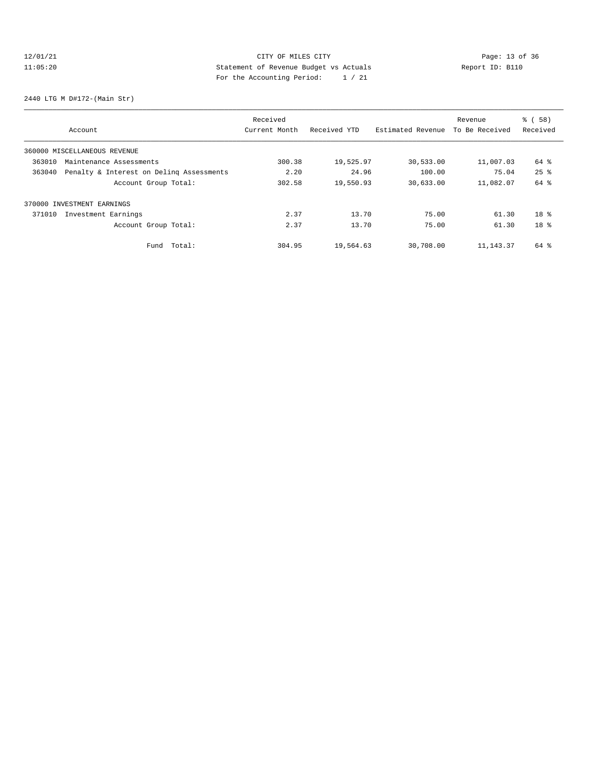12/01/21 CITY OF MILES CITY
11:05:20 Statement of Revenue Budget vs Actuals Report ID: B110
For the Accounting Period: 1 / 21

2440 LTG M D#172-(Main Str)

| Account | Received Current Month | Received YTD | Estimated Revenue | Revenue To Be Received | % ( 58) Received |
|---|---|---|---|---|---|
| 360000 MISCELLANEOUS REVENUE | | | | | |
| 363010 Maintenance Assessments | 300.38 | 19,525.97 | 30,533.00 | 11,007.03 | 64 % |
| 363040 Penalty & Interest on Delinq Assessments | 2.20 | 24.96 | 100.00 | 75.04 | 25 % |
| Account Group Total: | 302.58 | 19,550.93 | 30,633.00 | 11,082.07 | 64 % |
| 370000 INVESTMENT EARNINGS | | | | | |
| 371010 Investment Earnings | 2.37 | 13.70 | 75.00 | 61.30 | 18 % |
| Account Group Total: | 2.37 | 13.70 | 75.00 | 61.30 | 18 % |
| Fund Total: | 304.95 | 19,564.63 | 30,708.00 | 11,143.37 | 64 % |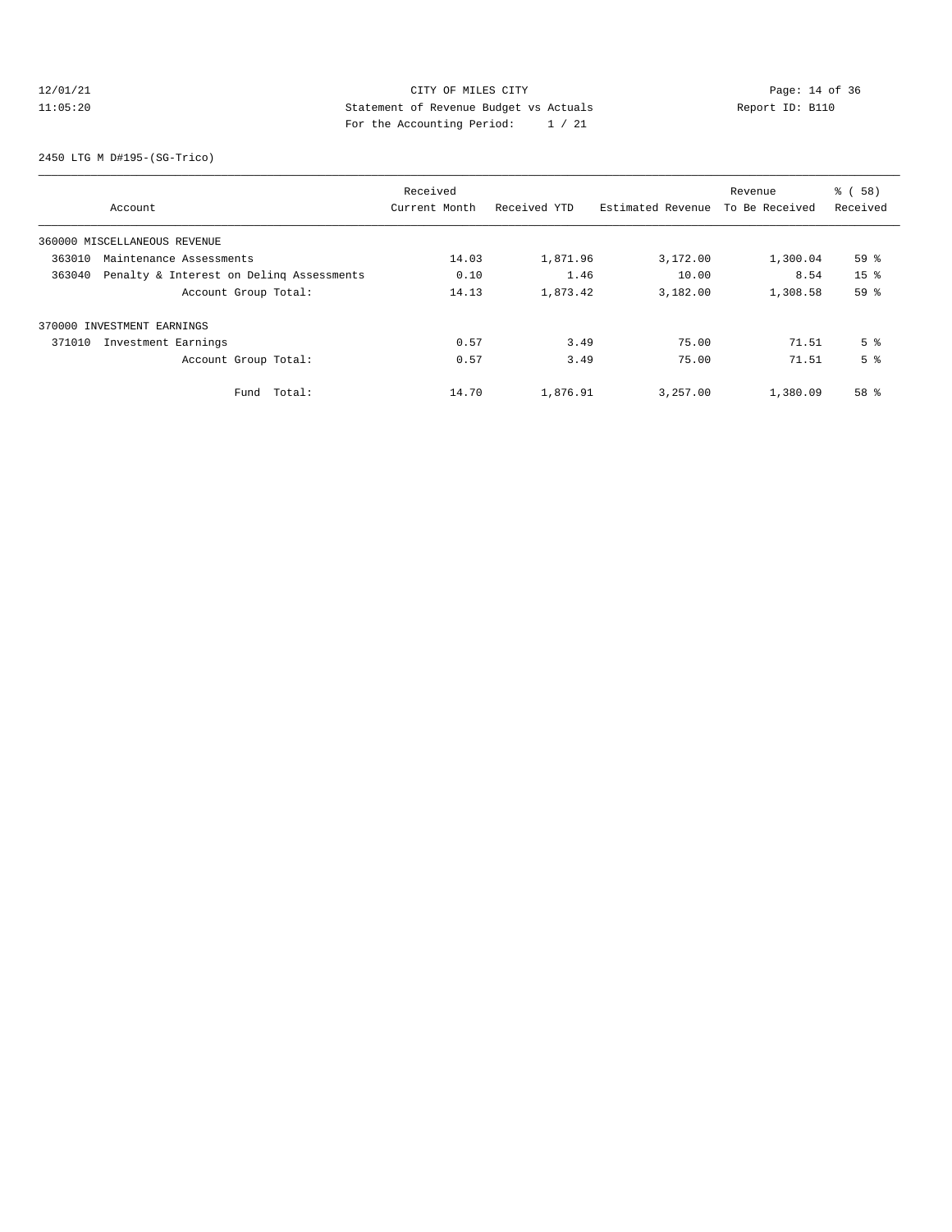CITY OF MILES CITY
Statement of Revenue Budget vs Actuals
For the Accounting Period: 1 / 21

12/01/21
11:05:20

Report ID: B110

2450 LTG M D#195-(SG-Trico)

| Account | Received Current Month | Received YTD | Estimated Revenue | Revenue To Be Received | % ( 58) Received |
|---|---|---|---|---|---|
| 360000 MISCELLANEOUS REVENUE | | | | | |
| 363010 Maintenance Assessments | 14.03 | 1,871.96 | 3,172.00 | 1,300.04 | 59 % |
| 363040 Penalty & Interest on Delinq Assessments | 0.10 | 1.46 | 10.00 | 8.54 | 15 % |
| Account Group Total: | 14.13 | 1,873.42 | 3,182.00 | 1,308.58 | 59 % |
| 370000 INVESTMENT EARNINGS | | | | | |
| 371010 Investment Earnings | 0.57 | 3.49 | 75.00 | 71.51 | 5 % |
| Account Group Total: | 0.57 | 3.49 | 75.00 | 71.51 | 5 % |
| Fund Total: | 14.70 | 1,876.91 | 3,257.00 | 1,380.09 | 58 % |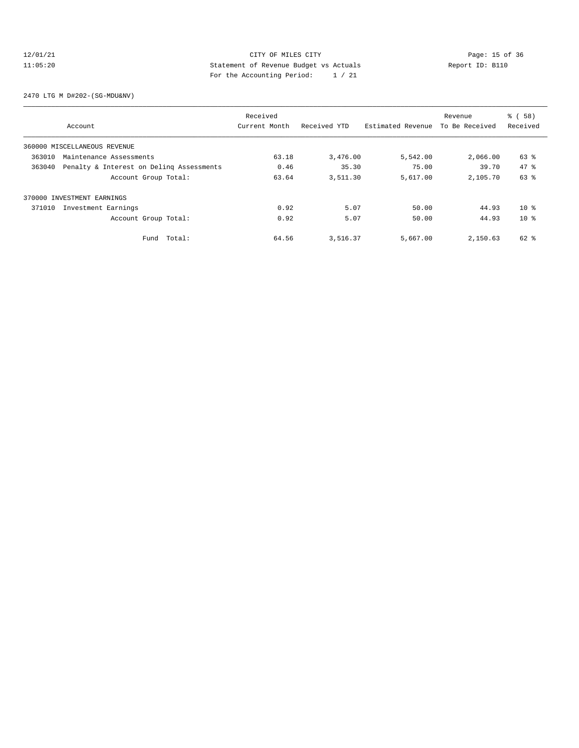CITY OF MILES CITY
Statement of Revenue Budget vs Actuals
For the Accounting Period: 1 / 21

12/01/21
11:05:20

Report ID: B110

2470 LTG M D#202-(SG-MDU&NV)

| Account | Received Current Month | Received YTD | Estimated Revenue | Revenue To Be Received | % ( 58) Received |
|---|---|---|---|---|---|
| 360000 MISCELLANEOUS REVENUE | | | | | |
| 363010 Maintenance Assessments | 63.18 | 3,476.00 | 5,542.00 | 2,066.00 | 63 % |
| 363040 Penalty & Interest on Delinq Assessments | 0.46 | 35.30 | 75.00 | 39.70 | 47 % |
| Account Group Total: | 63.64 | 3,511.30 | 5,617.00 | 2,105.70 | 63 % |
| 370000 INVESTMENT EARNINGS | | | | | |
| 371010 Investment Earnings | 0.92 | 5.07 | 50.00 | 44.93 | 10 % |
| Account Group Total: | 0.92 | 5.07 | 50.00 | 44.93 | 10 % |
| Fund Total: | 64.56 | 3,516.37 | 5,667.00 | 2,150.63 | 62 % |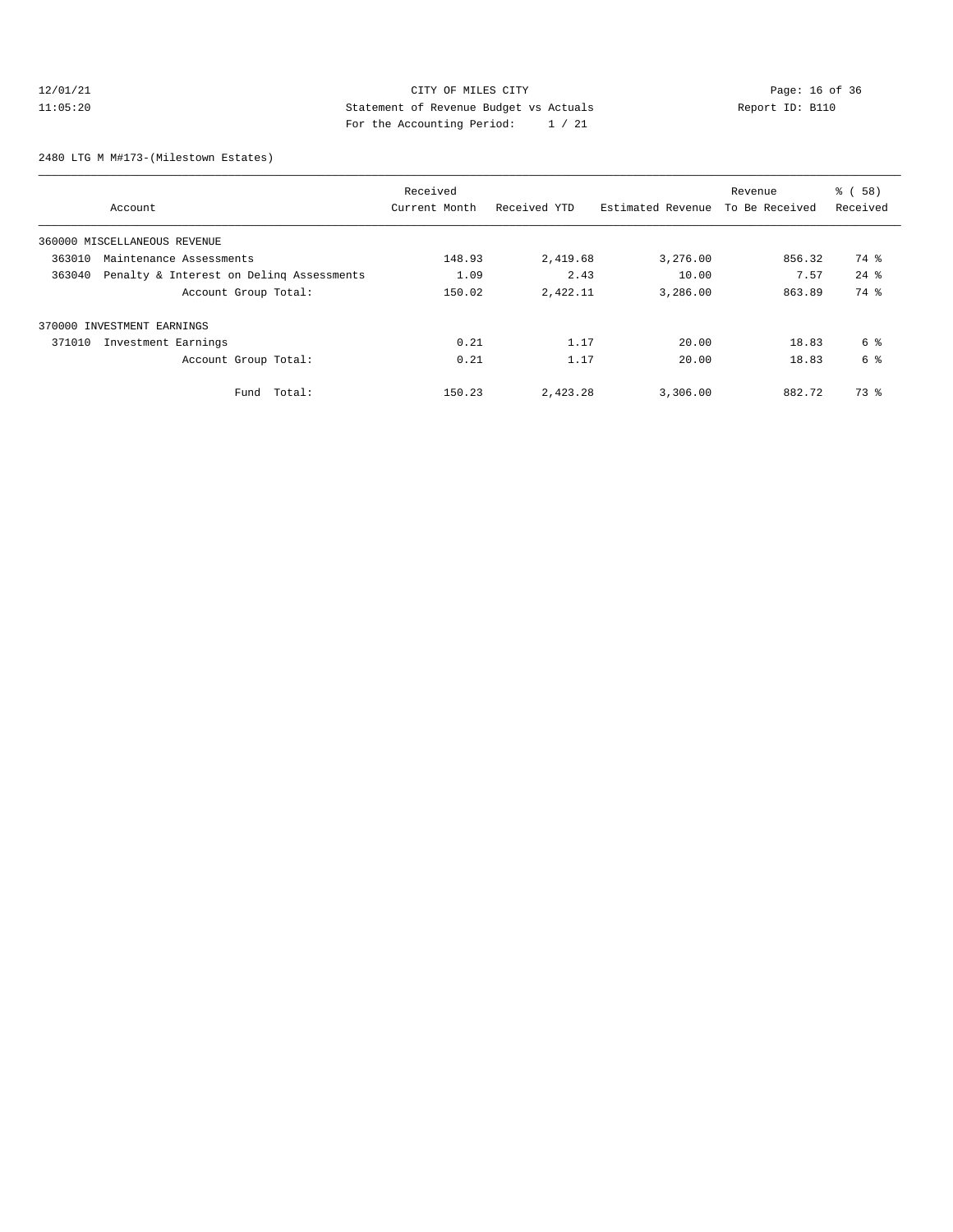CITY OF MILES CITY
Statement of Revenue Budget vs Actuals
For the Accounting Period: 1 / 21

12/01/21
11:05:20

Report ID: B110

2480 LTG M M#173-(Milestown Estates)

| Account | Received Current Month | Received YTD | Estimated Revenue | Revenue To Be Received | % ( 58) Received |
|---|---|---|---|---|---|
| 360000 MISCELLANEOUS REVENUE | | | | | |
| 363010 Maintenance Assessments | 148.93 | 2,419.68 | 3,276.00 | 856.32 | 74 % |
| 363040 Penalty & Interest on Delinq Assessments | 1.09 | 2.43 | 10.00 | 7.57 | 24 % |
| Account Group Total: | 150.02 | 2,422.11 | 3,286.00 | 863.89 | 74 % |
| 370000 INVESTMENT EARNINGS | | | | | |
| 371010 Investment Earnings | 0.21 | 1.17 | 20.00 | 18.83 | 6 % |
| Account Group Total: | 0.21 | 1.17 | 20.00 | 18.83 | 6 % |
| Fund Total: | 150.23 | 2,423.28 | 3,306.00 | 882.72 | 73 % |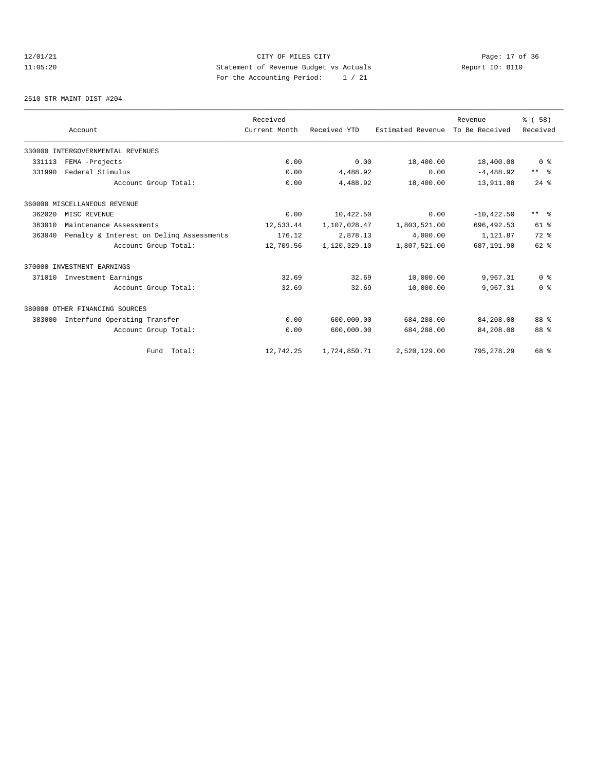CITY OF MILES CITY
Statement of Revenue Budget vs Actuals
For the Accounting Period: 1 / 21

12/01/21
11:05:20

Report ID: B110

2510 STR MAINT DIST #204

| Account | Received Current Month | Received YTD | Estimated Revenue | Revenue To Be Received | % ( 58) Received |
|---|---|---|---|---|---|
| 330000 INTERGOVERNMENTAL REVENUES | | | | | |
| 331113 FEMA -Projects | 0.00 | 0.00 | 18,400.00 | 18,400.00 | 0 % |
| 331990 Federal Stimulus | 0.00 | 4,488.92 | 0.00 | -4,488.92 | ** % |
| Account Group Total: | 0.00 | 4,488.92 | 18,400.00 | 13,911.08 | 24 % |
| 360000 MISCELLANEOUS REVENUE | | | | | |
| 362020 MISC REVENUE | 0.00 | 10,422.50 | 0.00 | -10,422.50 | ** % |
| 363010 Maintenance Assessments | 12,533.44 | 1,107,028.47 | 1,803,521.00 | 696,492.53 | 61 % |
| 363040 Penalty & Interest on Delinq Assessments | 176.12 | 2,878.13 | 4,000.00 | 1,121.87 | 72 % |
| Account Group Total: | 12,709.56 | 1,120,329.10 | 1,807,521.00 | 687,191.90 | 62 % |
| 370000 INVESTMENT EARNINGS | | | | | |
| 371010 Investment Earnings | 32.69 | 32.69 | 10,000.00 | 9,967.31 | 0 % |
| Account Group Total: | 32.69 | 32.69 | 10,000.00 | 9,967.31 | 0 % |
| 380000 OTHER FINANCING SOURCES | | | | | |
| 383000 Interfund Operating Transfer | 0.00 | 600,000.00 | 684,208.00 | 84,208.00 | 88 % |
| Account Group Total: | 0.00 | 600,000.00 | 684,208.00 | 84,208.00 | 88 % |
| Fund Total: | 12,742.25 | 1,724,850.71 | 2,520,129.00 | 795,278.29 | 68 % |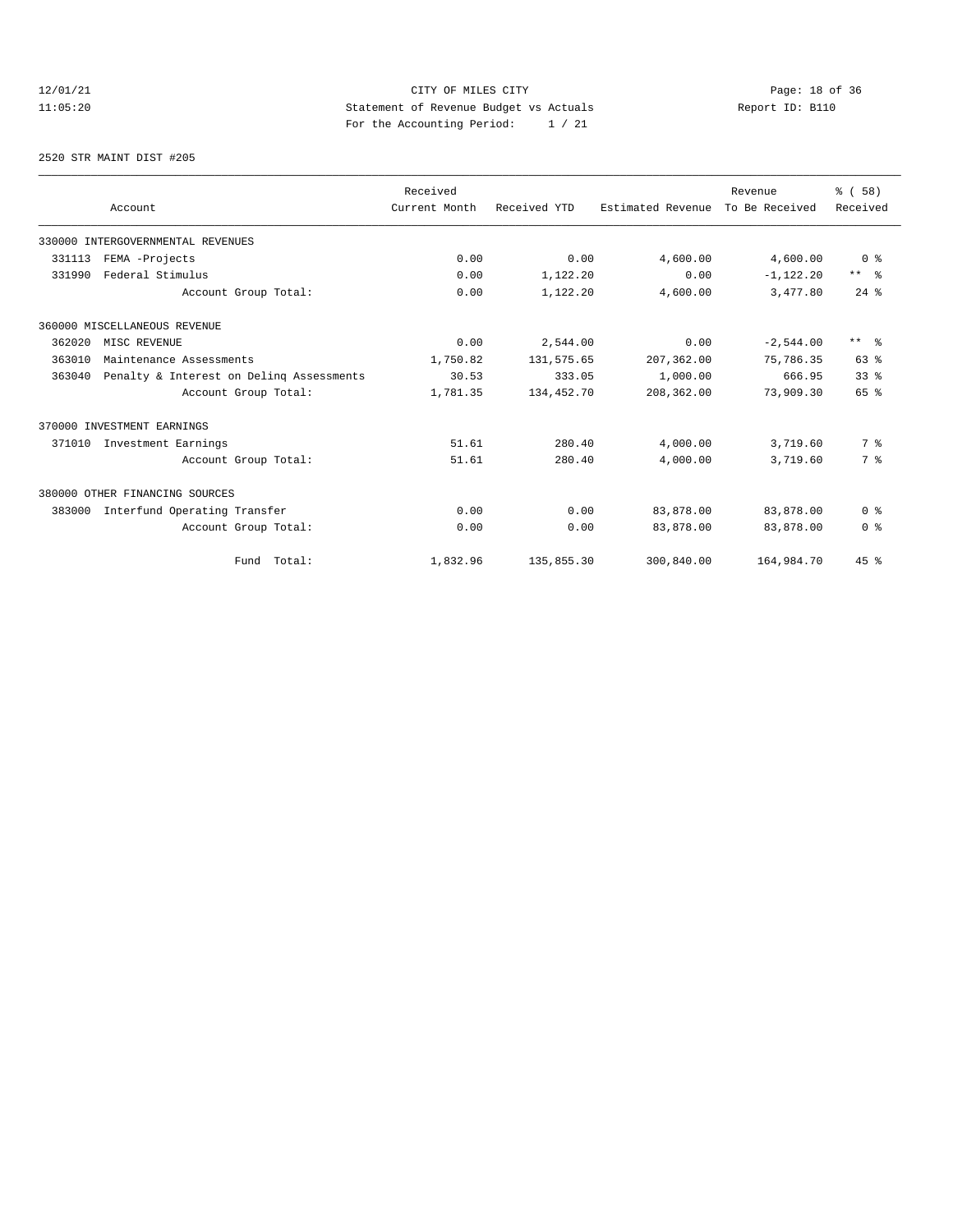CITY OF MILES CITY
Statement of Revenue Budget vs Actuals
For the Accounting Period: 1 / 21

12/01/21
11:05:20

Report ID: B110

2520 STR MAINT DIST #205

| Account | Received Current Month | Received YTD | Estimated Revenue | Revenue To Be Received | % ( 58) Received |
|---|---|---|---|---|---|
| 330000 INTERGOVERNMENTAL REVENUES | | | | | |
| 331113 FEMA -Projects | 0.00 | 0.00 | 4,600.00 | 4,600.00 | 0 % |
| 331990 Federal Stimulus | 0.00 | 1,122.20 | 0.00 | -1,122.20 | ** % |
| Account Group Total: | 0.00 | 1,122.20 | 4,600.00 | 3,477.80 | 24 % |
| 360000 MISCELLANEOUS REVENUE | | | | | |
| 362020 MISC REVENUE | 0.00 | 2,544.00 | 0.00 | -2,544.00 | ** % |
| 363010 Maintenance Assessments | 1,750.82 | 131,575.65 | 207,362.00 | 75,786.35 | 63 % |
| 363040 Penalty & Interest on Delinq Assessments | 30.53 | 333.05 | 1,000.00 | 666.95 | 33 % |
| Account Group Total: | 1,781.35 | 134,452.70 | 208,362.00 | 73,909.30 | 65 % |
| 370000 INVESTMENT EARNINGS | | | | | |
| 371010 Investment Earnings | 51.61 | 280.40 | 4,000.00 | 3,719.60 | 7 % |
| Account Group Total: | 51.61 | 280.40 | 4,000.00 | 3,719.60 | 7 % |
| 380000 OTHER FINANCING SOURCES | | | | | |
| 383000 Interfund Operating Transfer | 0.00 | 0.00 | 83,878.00 | 83,878.00 | 0 % |
| Account Group Total: | 0.00 | 0.00 | 83,878.00 | 83,878.00 | 0 % |
| Fund Total: | 1,832.96 | 135,855.30 | 300,840.00 | 164,984.70 | 45 % |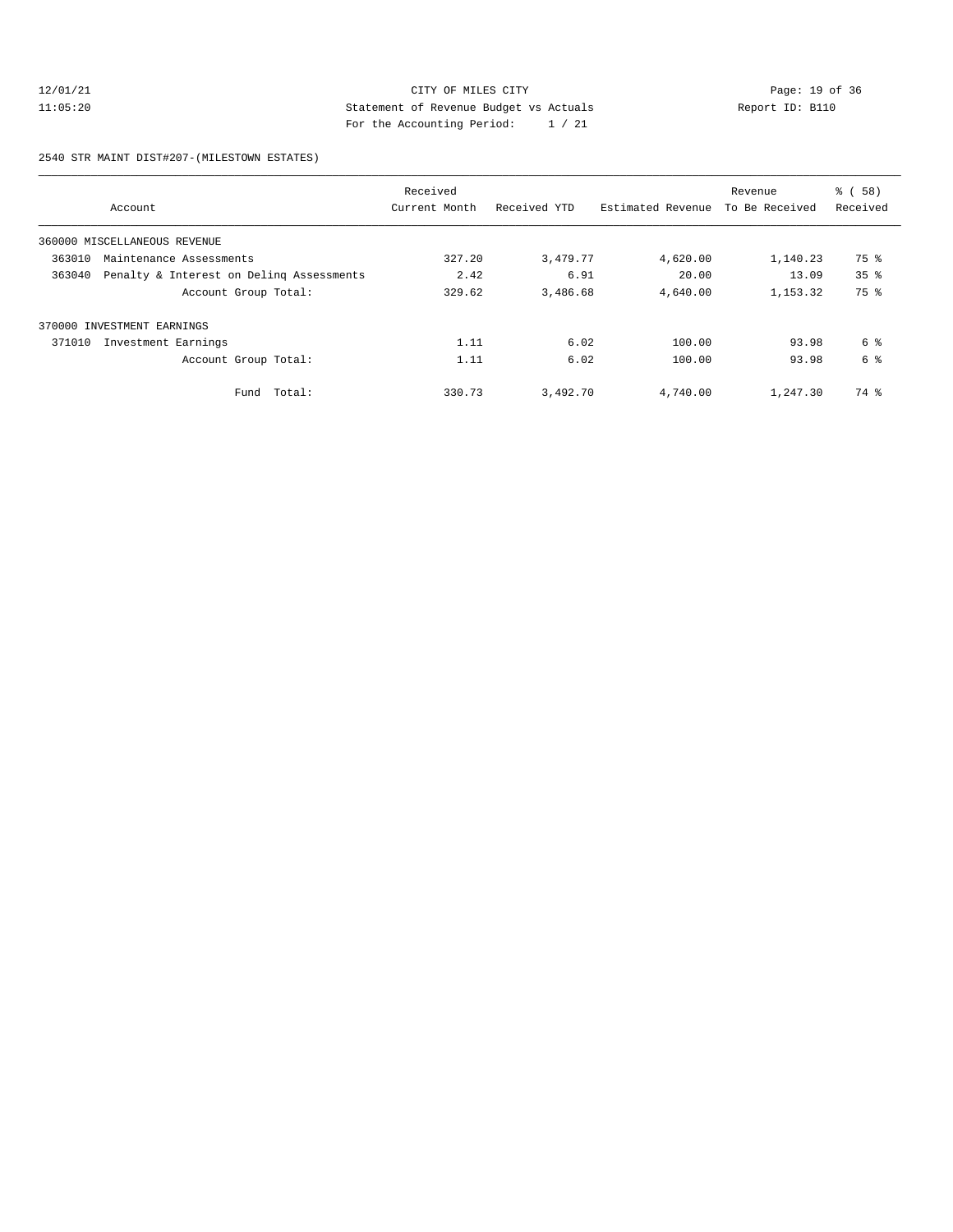CITY OF MILES CITY
Statement of Revenue Budget vs Actuals
For the Accounting Period: 1 / 21

12/01/21
11:05:20

Report ID: B110

2540 STR MAINT DIST#207-(MILESTOWN ESTATES)

| Account | Received Current Month | Received YTD | Estimated Revenue | Revenue To Be Received | % ( 58) Received |
|---|---|---|---|---|---|
| 360000 MISCELLANEOUS REVENUE | | | | | |
| 363010 Maintenance Assessments | 327.20 | 3,479.77 | 4,620.00 | 1,140.23 | 75 % |
| 363040 Penalty & Interest on Delinq Assessments | 2.42 | 6.91 | 20.00 | 13.09 | 35 % |
| Account Group Total: | 329.62 | 3,486.68 | 4,640.00 | 1,153.32 | 75 % |
| 370000 INVESTMENT EARNINGS | | | | | |
| 371010 Investment Earnings | 1.11 | 6.02 | 100.00 | 93.98 | 6 % |
| Account Group Total: | 1.11 | 6.02 | 100.00 | 93.98 | 6 % |
| Fund Total: | 330.73 | 3,492.70 | 4,740.00 | 1,247.30 | 74 % |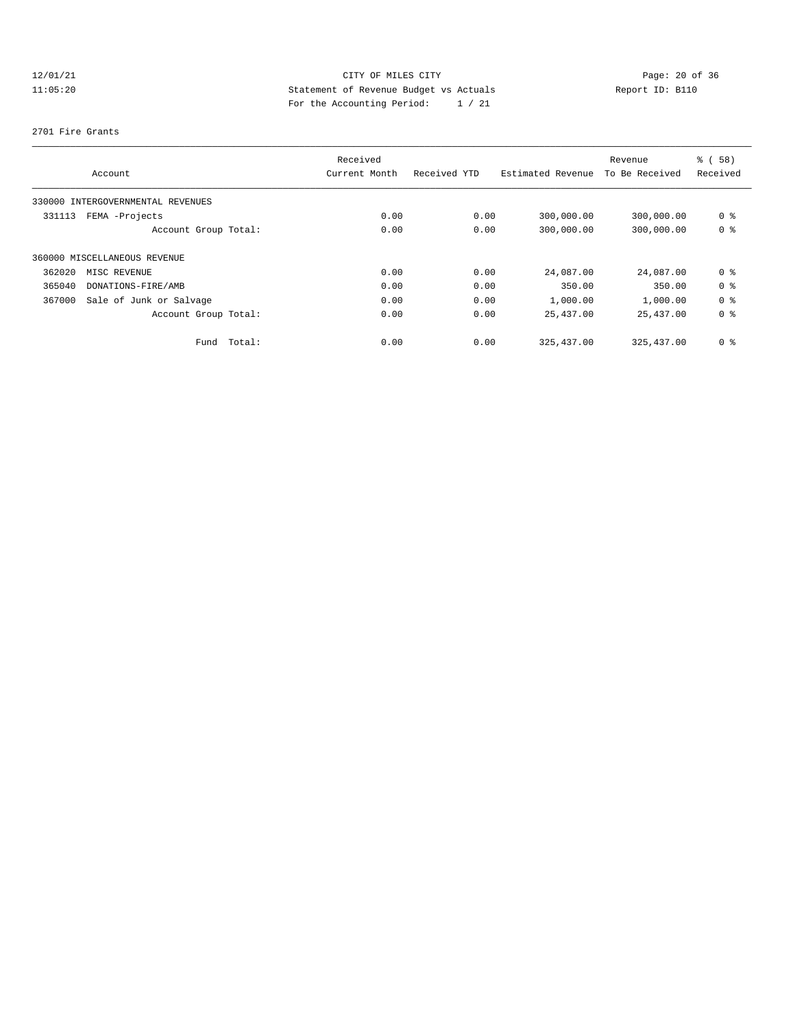CITY OF MILES CITY

Statement of Revenue Budget vs Actuals

For the Accounting Period: 1 / 21

12/01/21 11:05:20 Report ID: B110

2701 Fire Grants

| Account | Received Current Month | Received YTD | Estimated Revenue | Revenue To Be Received | % ( 58) Received |
|---|---|---|---|---|---|
| 330000 INTERGOVERNMENTAL REVENUES | | | | | |
| 331113 FEMA -Projects | 0.00 | 0.00 | 300,000.00 | 300,000.00 | 0 % |
| Account Group Total: | 0.00 | 0.00 | 300,000.00 | 300,000.00 | 0 % |
| 360000 MISCELLANEOUS REVENUE | | | | | |
| 362020 MISC REVENUE | 0.00 | 0.00 | 24,087.00 | 24,087.00 | 0 % |
| 365040 DONATIONS-FIRE/AMB | 0.00 | 0.00 | 350.00 | 350.00 | 0 % |
| 367000 Sale of Junk or Salvage | 0.00 | 0.00 | 1,000.00 | 1,000.00 | 0 % |
| Account Group Total: | 0.00 | 0.00 | 25,437.00 | 25,437.00 | 0 % |
| Fund Total: | 0.00 | 0.00 | 325,437.00 | 325,437.00 | 0 % |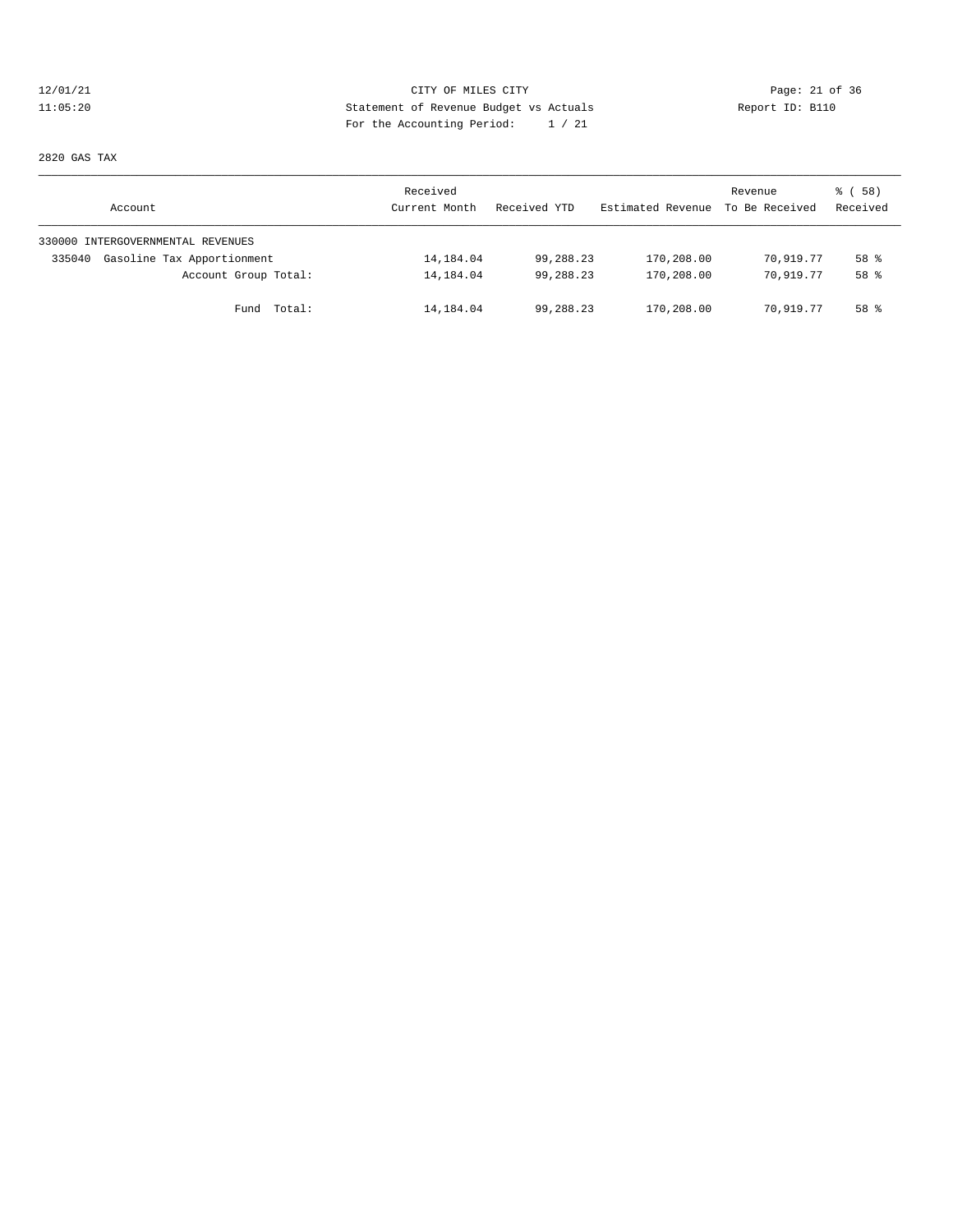CITY OF MILES CITY
Statement of Revenue Budget vs Actuals
For the Accounting Period: 1 / 21

12/01/21
11:05:20

Report ID: B110

2820 GAS TAX

| Account | Received Current Month | Received YTD | Estimated Revenue | Revenue To Be Received | % ( 58) Received |
|---|---|---|---|---|---|
| 330000 INTERGOVERNMENTAL REVENUES | | | | | |
| 335040 Gasoline Tax Apportionment | 14,184.04 | 99,288.23 | 170,208.00 | 70,919.77 | 58 % |
| Account Group Total: | 14,184.04 | 99,288.23 | 170,208.00 | 70,919.77 | 58 % |
| Fund Total: | 14,184.04 | 99,288.23 | 170,208.00 | 70,919.77 | 58 % |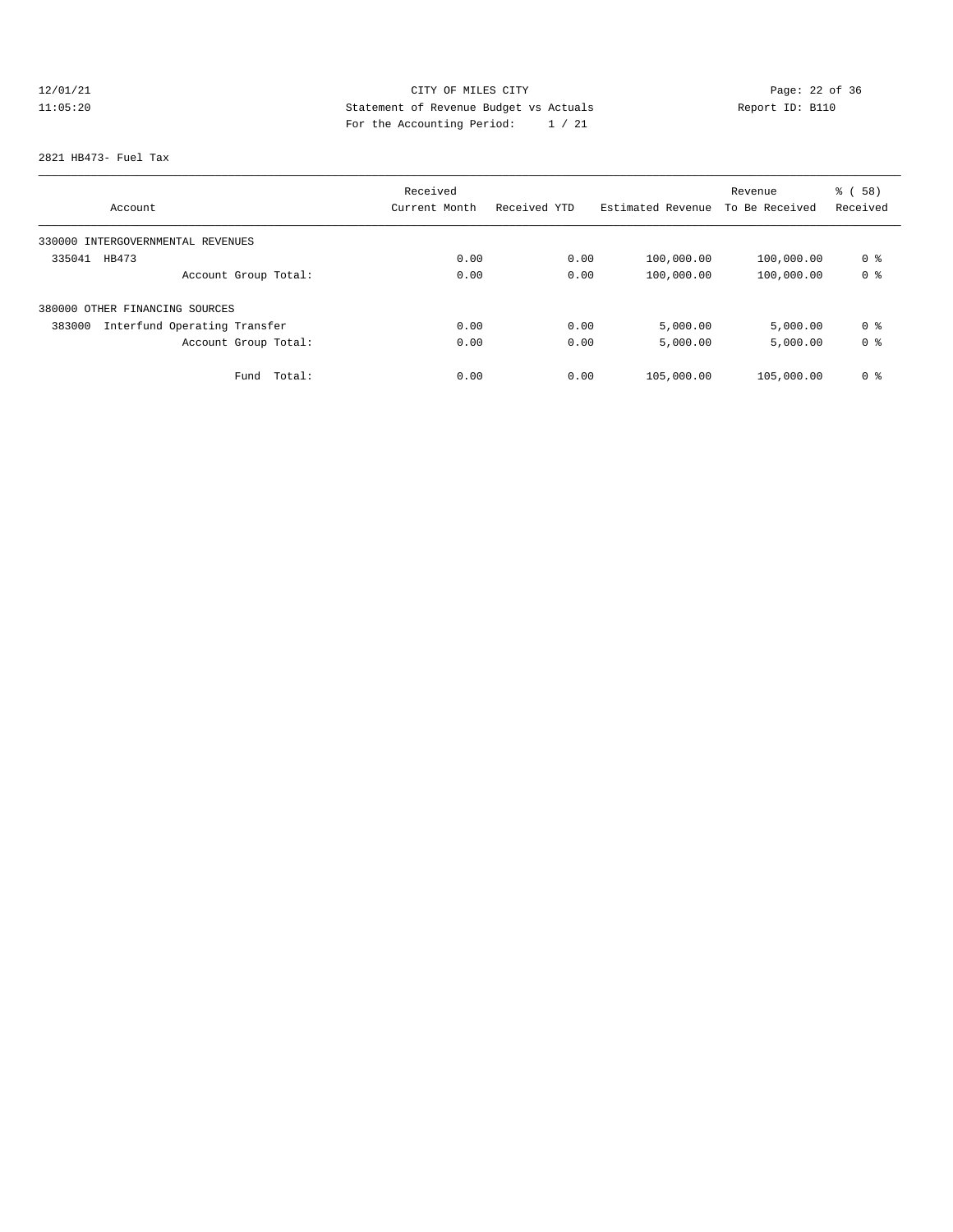CITY OF MILES CITY
Statement of Revenue Budget vs Actuals
For the Accounting Period: 1 / 21

12/01/21
11:05:20

Report ID: B110

2821 HB473- Fuel Tax

| Account | Received Current Month | Received YTD | Estimated Revenue | Revenue To Be Received | % ( 58) Received |
|---|---|---|---|---|---|
| 330000 INTERGOVERNMENTAL REVENUES | | | | | |
| 335041 HB473 | 0.00 | 0.00 | 100,000.00 | 100,000.00 | 0 % |
| Account Group Total: | 0.00 | 0.00 | 100,000.00 | 100,000.00 | 0 % |
| 380000 OTHER FINANCING SOURCES | | | | | |
| 383000 Interfund Operating Transfer | 0.00 | 0.00 | 5,000.00 | 5,000.00 | 0 % |
| Account Group Total: | 0.00 | 0.00 | 5,000.00 | 5,000.00 | 0 % |
| Fund Total: | 0.00 | 0.00 | 105,000.00 | 105,000.00 | 0 % |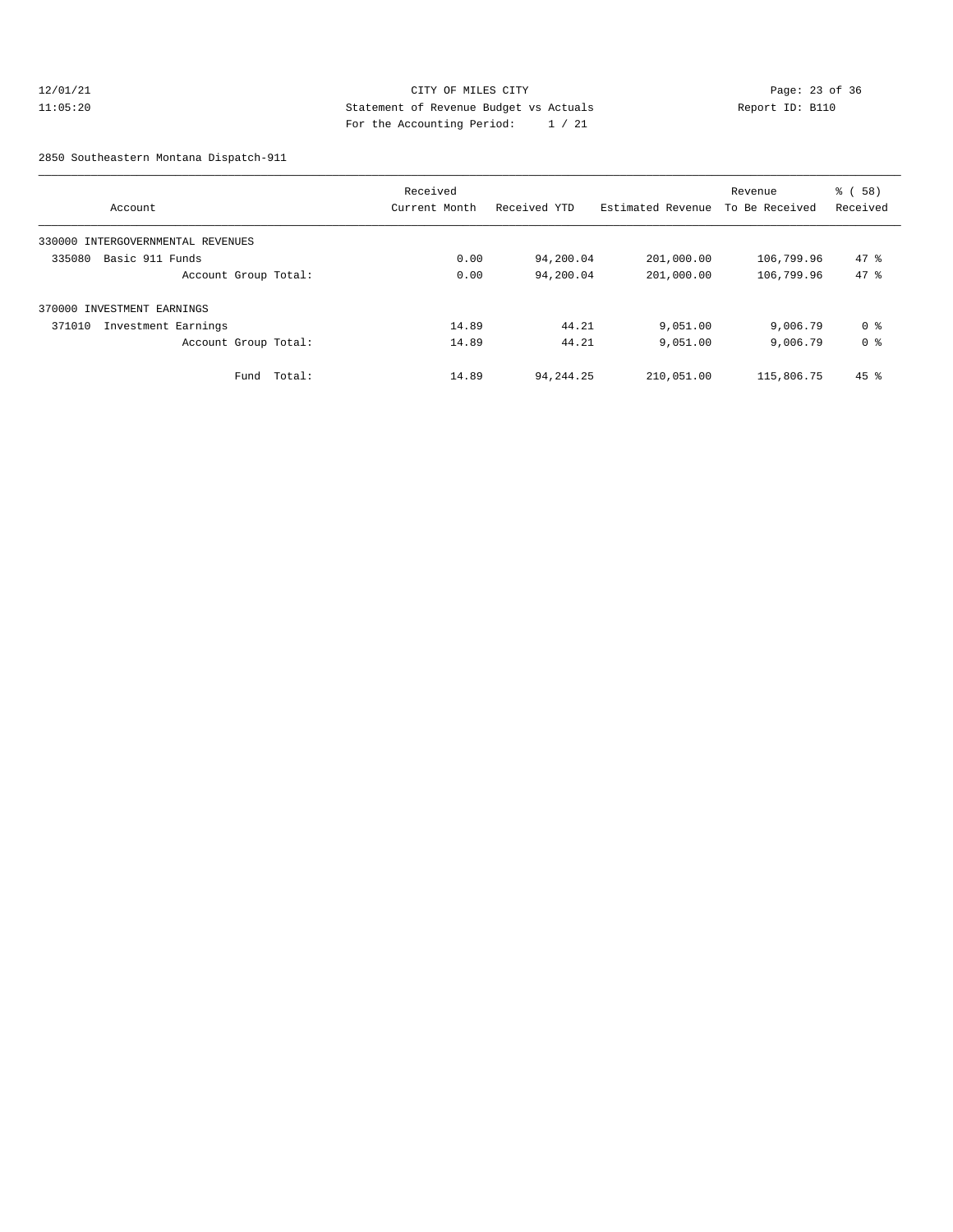CITY OF MILES CITY
Statement of Revenue Budget vs Actuals
For the Accounting Period: 1 / 21

12/01/21
11:05:20

Report ID: B110

2850 Southeastern Montana Dispatch-911

| Account | Received Current Month | Received YTD | Estimated Revenue | Revenue To Be Received | % ( 58) Received |
|---|---|---|---|---|---|
| 330000 INTERGOVERNMENTAL REVENUES | | | | | |
| 335080 Basic 911 Funds | 0.00 | 94,200.04 | 201,000.00 | 106,799.96 | 47 % |
| Account Group Total: | 0.00 | 94,200.04 | 201,000.00 | 106,799.96 | 47 % |
| 370000 INVESTMENT EARNINGS | | | | | |
| 371010 Investment Earnings | 14.89 | 44.21 | 9,051.00 | 9,006.79 | 0 % |
| Account Group Total: | 14.89 | 44.21 | 9,051.00 | 9,006.79 | 0 % |
| Fund Total: | 14.89 | 94,244.25 | 210,051.00 | 115,806.75 | 45 % |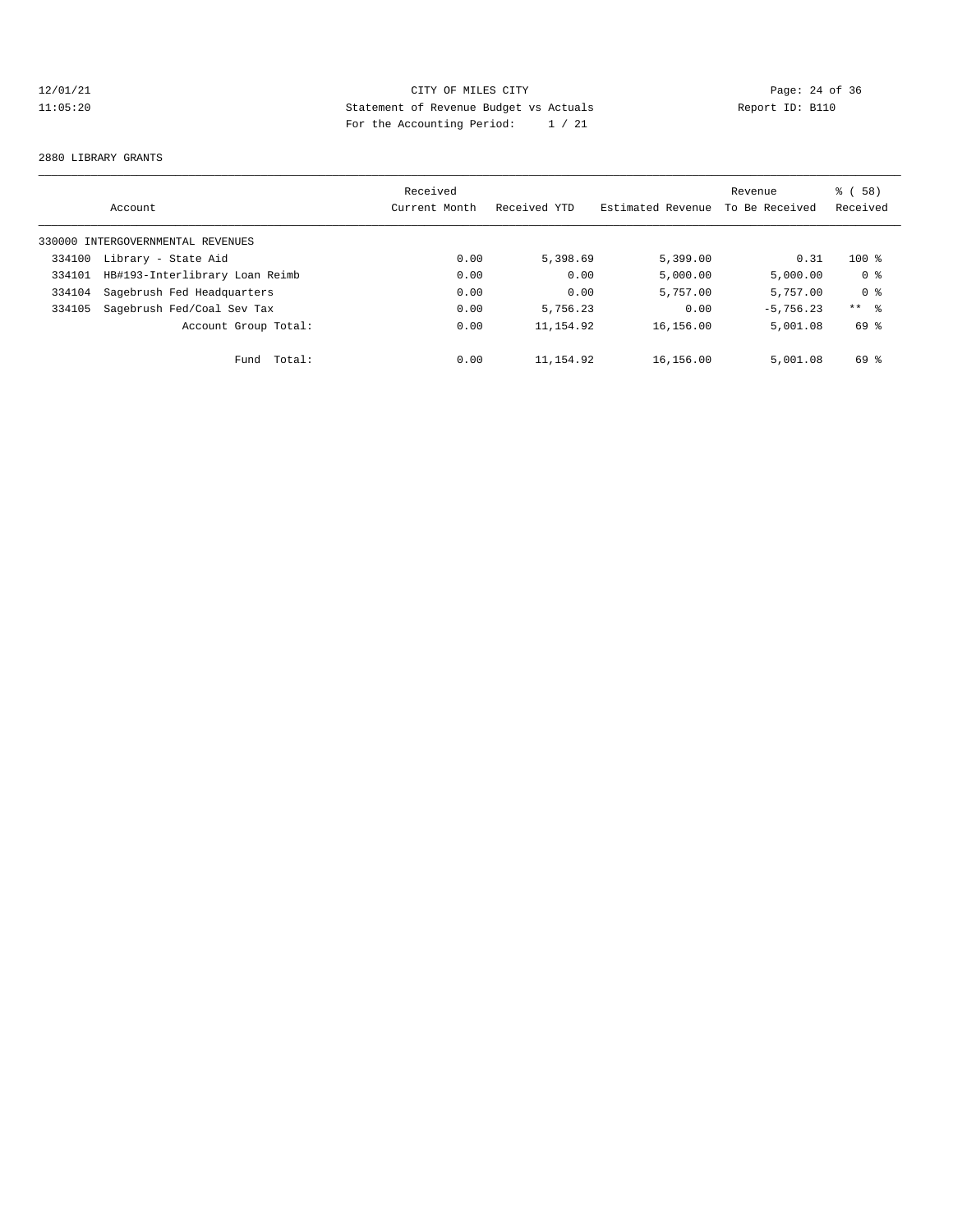CITY OF MILES CITY
Statement of Revenue Budget vs Actuals
For the Accounting Period: 1 / 21

12/01/21
11:05:20

Report ID: B110

2880 LIBRARY GRANTS

| Account | | Received Current Month | Received YTD | Estimated Revenue | Revenue To Be Received | % ( 58) Received |
|---|---|---|---|---|---|---|
| 330000 INTERGOVERNMENTAL REVENUES | | | | | | |
| 334100 | Library - State Aid | 0.00 | 5,398.69 | 5,399.00 | 0.31 | 100 % |
| 334101 | HB#193-Interlibrary Loan Reimb | 0.00 | 0.00 | 5,000.00 | 5,000.00 | 0 % |
| 334104 | Sagebrush Fed Headquarters | 0.00 | 0.00 | 5,757.00 | 5,757.00 | 0 % |
| 334105 | Sagebrush Fed/Coal Sev Tax | 0.00 | 5,756.23 | 0.00 | -5,756.23 | ** % |
| | Account Group Total: | 0.00 | 11,154.92 | 16,156.00 | 5,001.08 | 69 % |
| | Fund Total: | 0.00 | 11,154.92 | 16,156.00 | 5,001.08 | 69 % |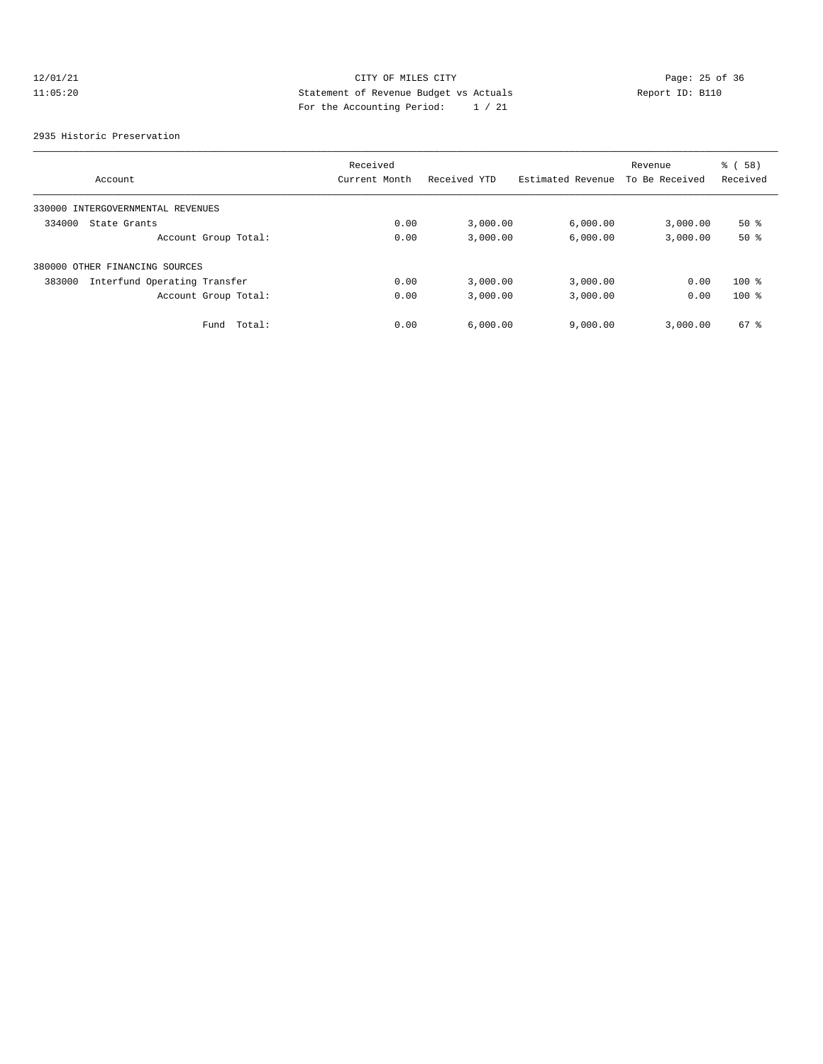CITY OF MILES CITY
Statement of Revenue Budget vs Actuals
For the Accounting Period: 1 / 21

12/01/21
11:05:20

Report ID: B110

2935 Historic Preservation

| Account | Received Current Month | Received YTD | Estimated Revenue | Revenue To Be Received | % ( 58) Received |
|---|---|---|---|---|---|
| 330000 INTERGOVERNMENTAL REVENUES | | | | | |
| 334000 State Grants | 0.00 | 3,000.00 | 6,000.00 | 3,000.00 | 50 % |
| Account Group Total: | 0.00 | 3,000.00 | 6,000.00 | 3,000.00 | 50 % |
| 380000 OTHER FINANCING SOURCES | | | | | |
| 383000 Interfund Operating Transfer | 0.00 | 3,000.00 | 3,000.00 | 0.00 | 100 % |
| Account Group Total: | 0.00 | 3,000.00 | 3,000.00 | 0.00 | 100 % |
| Fund Total: | 0.00 | 6,000.00 | 9,000.00 | 3,000.00 | 67 % |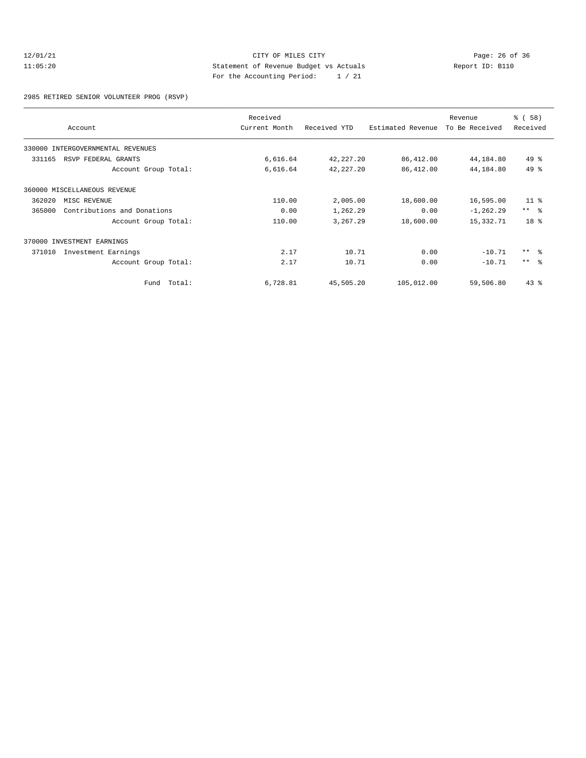CITY OF MILES CITY
Statement of Revenue Budget vs Actuals
For the Accounting Period: 1 / 21

12/01/21
11:05:20

Report ID: B110

2985 RETIRED SENIOR VOLUNTEER PROG (RSVP)

| Account | Received Current Month | Received YTD | Estimated Revenue | Revenue To Be Received | % ( 58) Received |
|---|---|---|---|---|---|
| 330000 INTERGOVERNMENTAL REVENUES | | | | | |
| 331165 RSVP FEDERAL GRANTS | 6,616.64 | 42,227.20 | 86,412.00 | 44,184.80 | 49 % |
| Account Group Total: | 6,616.64 | 42,227.20 | 86,412.00 | 44,184.80 | 49 % |
| 360000 MISCELLANEOUS REVENUE | | | | | |
| 362020 MISC REVENUE | 110.00 | 2,005.00 | 18,600.00 | 16,595.00 | 11 % |
| 365000 Contributions and Donations | 0.00 | 1,262.29 | 0.00 | -1,262.29 | ** % |
| Account Group Total: | 110.00 | 3,267.29 | 18,600.00 | 15,332.71 | 18 % |
| 370000 INVESTMENT EARNINGS | | | | | |
| 371010 Investment Earnings | 2.17 | 10.71 | 0.00 | -10.71 | ** % |
| Account Group Total: | 2.17 | 10.71 | 0.00 | -10.71 | ** % |
| Fund Total: | 6,728.81 | 45,505.20 | 105,012.00 | 59,506.80 | 43 % |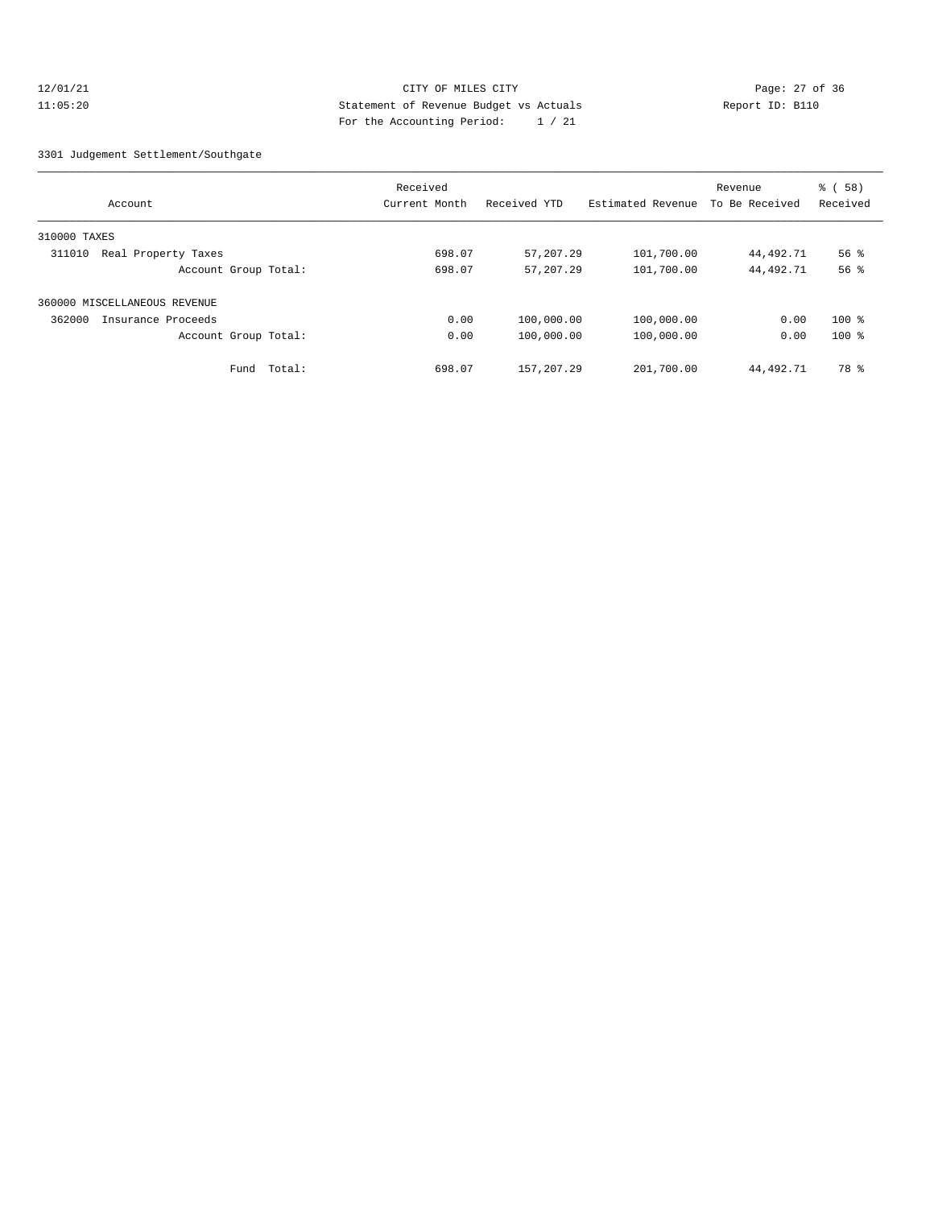CITY OF MILES CITY
Statement of Revenue Budget vs Actuals
For the Accounting Period: 1 / 21

12/01/21
11:05:20

Report ID: B110

3301 Judgement Settlement/Southgate

| Account | Received Current Month | Received YTD | Estimated Revenue | Revenue To Be Received | % ( 58) Received |
|---|---|---|---|---|---|
| 310000 TAXES | | | | | |
| 311010 Real Property Taxes | 698.07 | 57,207.29 | 101,700.00 | 44,492.71 | 56 % |
| Account Group Total: | 698.07 | 57,207.29 | 101,700.00 | 44,492.71 | 56 % |
| 360000 MISCELLANEOUS REVENUE | | | | | |
| 362000 Insurance Proceeds | 0.00 | 100,000.00 | 100,000.00 | 0.00 | 100 % |
| Account Group Total: | 0.00 | 100,000.00 | 100,000.00 | 0.00 | 100 % |
| Fund Total: | 698.07 | 157,207.29 | 201,700.00 | 44,492.71 | 78 % |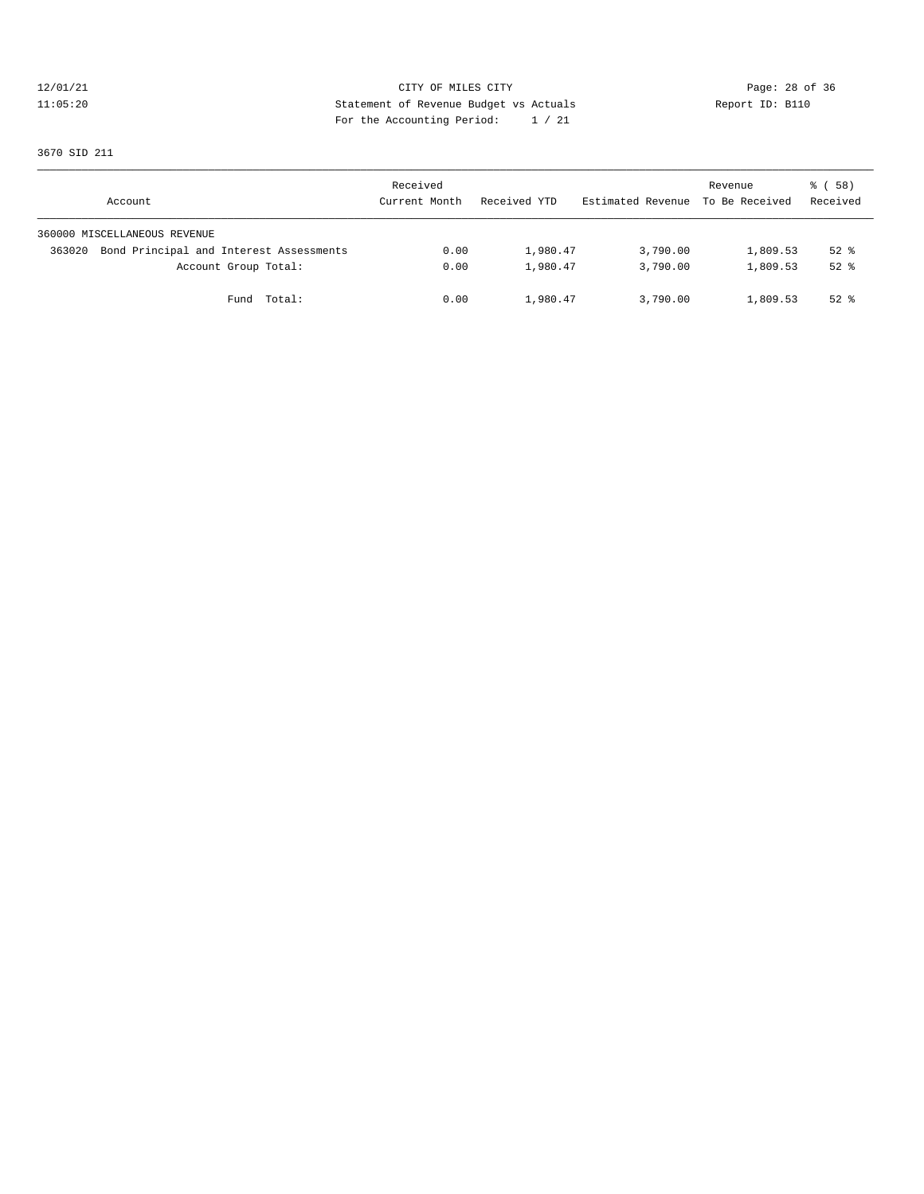12/01/21 CITY OF MILES CITY
11:05:20 Statement of Revenue Budget vs Actuals Report ID: B110
For the Accounting Period: 1 / 21

3670 SID 211

| Account | Received Current Month | Received YTD | Estimated Revenue | Revenue To Be Received | % ( 58) Received |
|---|---|---|---|---|---|
| 360000 MISCELLANEOUS REVENUE | | | | | |
| 363020 Bond Principal and Interest Assessments | 0.00 | 1,980.47 | 3,790.00 | 1,809.53 | 52 % |
| Account Group Total: | 0.00 | 1,980.47 | 3,790.00 | 1,809.53 | 52 % |
| Fund Total: | 0.00 | 1,980.47 | 3,790.00 | 1,809.53 | 52 % |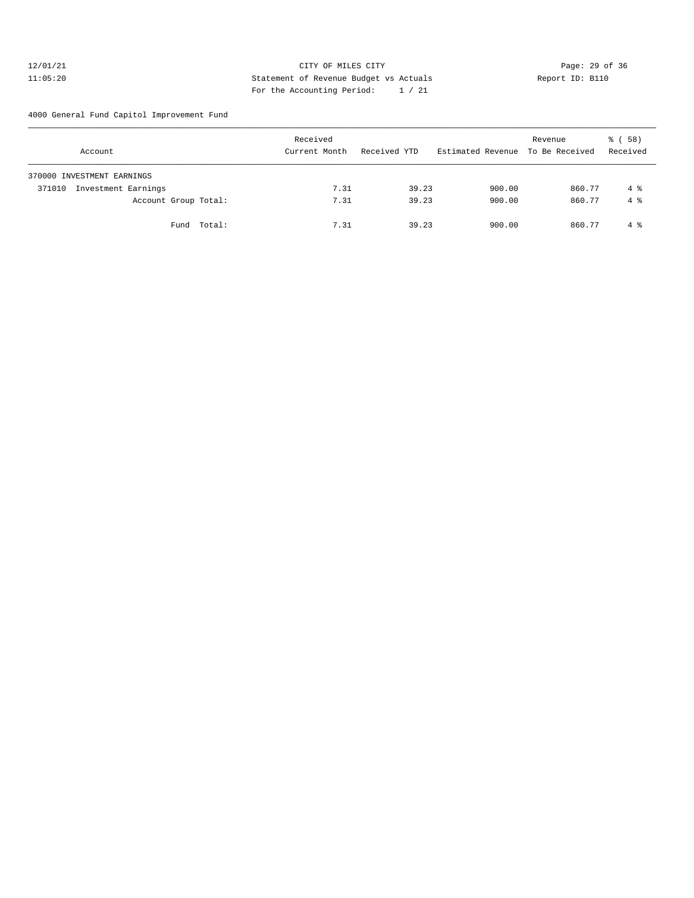CITY OF MILES CITY
Statement of Revenue Budget vs Actuals
For the Accounting Period: 1 / 21

12/01/21
11:05:20

Report ID: B110

4000 General Fund Capitol Improvement Fund

| Account | Received Current Month | Received YTD | Estimated Revenue | Revenue To Be Received | % ( 58) Received |
|---|---|---|---|---|---|
| 370000 INVESTMENT EARNINGS | | | | | |
| 371010 Investment Earnings | 7.31 | 39.23 | 900.00 | 860.77 | 4 % |
| Account Group Total: | 7.31 | 39.23 | 900.00 | 860.77 | 4 % |
| Fund Total: | 7.31 | 39.23 | 900.00 | 860.77 | 4 % |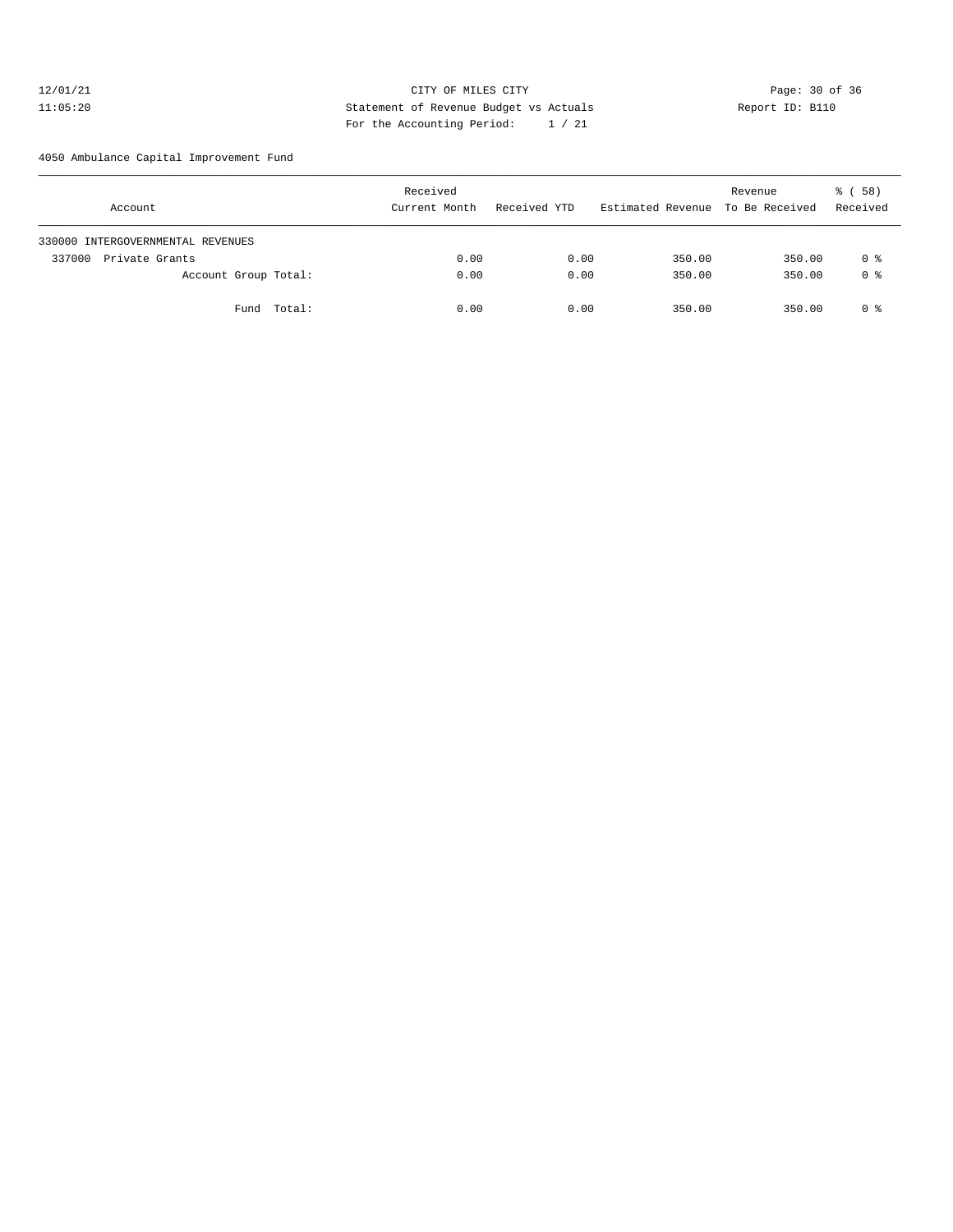CITY OF MILES CITY

Statement of Revenue Budget vs Actuals

For the Accounting Period: 1 / 21

12/01/21 11:05:20 Report ID: B110

4050 Ambulance Capital Improvement Fund

| Account | Received Current Month | Received YTD | Estimated Revenue | Revenue To Be Received | % ( 58) Received |
|---|---|---|---|---|---|
| 330000 INTERGOVERNMENTAL REVENUES | | | | | |
| 337000 Private Grants | 0.00 | 0.00 | 350.00 | 350.00 | 0 % |
| Account Group Total: | 0.00 | 0.00 | 350.00 | 350.00 | 0 % |
| Fund Total: | 0.00 | 0.00 | 350.00 | 350.00 | 0 % |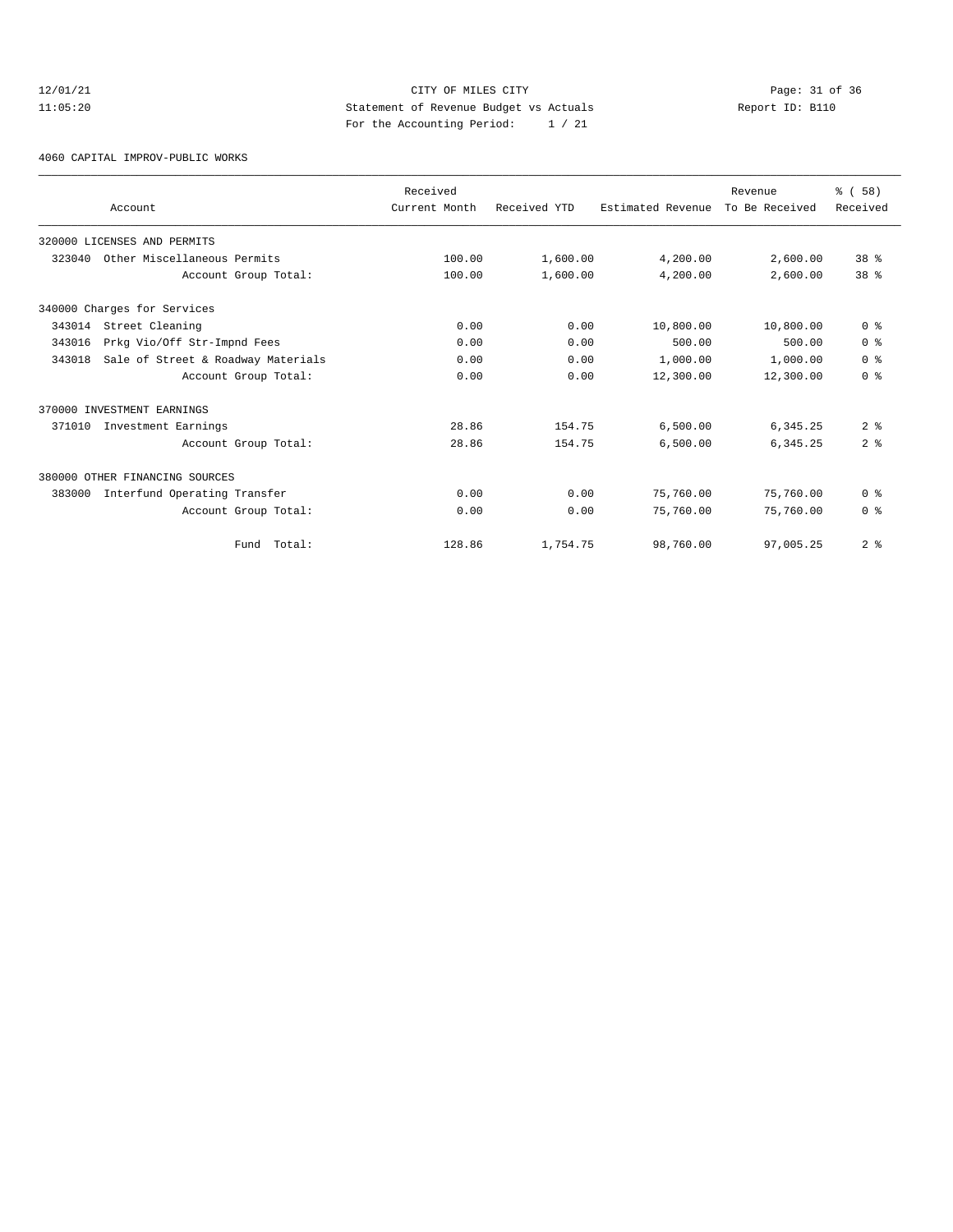12/01/21 CITY OF MILES CITY
11:05:20 Statement of Revenue Budget vs Actuals Report ID: B110
For the Accounting Period: 1 / 21

4060 CAPITAL IMPROV-PUBLIC WORKS

| Account | Received Current Month | Received YTD | Estimated Revenue | Revenue To Be Received | % ( 58) Received |
|---|---|---|---|---|---|
| 320000 LICENSES AND PERMITS | | | | | |
| 323040 Other Miscellaneous Permits | 100.00 | 1,600.00 | 4,200.00 | 2,600.00 | 38 % |
| Account Group Total: | 100.00 | 1,600.00 | 4,200.00 | 2,600.00 | 38 % |
| 340000 Charges for Services | | | | | |
| 343014 Street Cleaning | 0.00 | 0.00 | 10,800.00 | 10,800.00 | 0 % |
| 343016 Prkg Vio/Off Str-Impnd Fees | 0.00 | 0.00 | 500.00 | 500.00 | 0 % |
| 343018 Sale of Street & Roadway Materials | 0.00 | 0.00 | 1,000.00 | 1,000.00 | 0 % |
| Account Group Total: | 0.00 | 0.00 | 12,300.00 | 12,300.00 | 0 % |
| 370000 INVESTMENT EARNINGS | | | | | |
| 371010 Investment Earnings | 28.86 | 154.75 | 6,500.00 | 6,345.25 | 2 % |
| Account Group Total: | 28.86 | 154.75 | 6,500.00 | 6,345.25 | 2 % |
| 380000 OTHER FINANCING SOURCES | | | | | |
| 383000 Interfund Operating Transfer | 0.00 | 0.00 | 75,760.00 | 75,760.00 | 0 % |
| Account Group Total: | 0.00 | 0.00 | 75,760.00 | 75,760.00 | 0 % |
| Fund Total: | 128.86 | 1,754.75 | 98,760.00 | 97,005.25 | 2 % |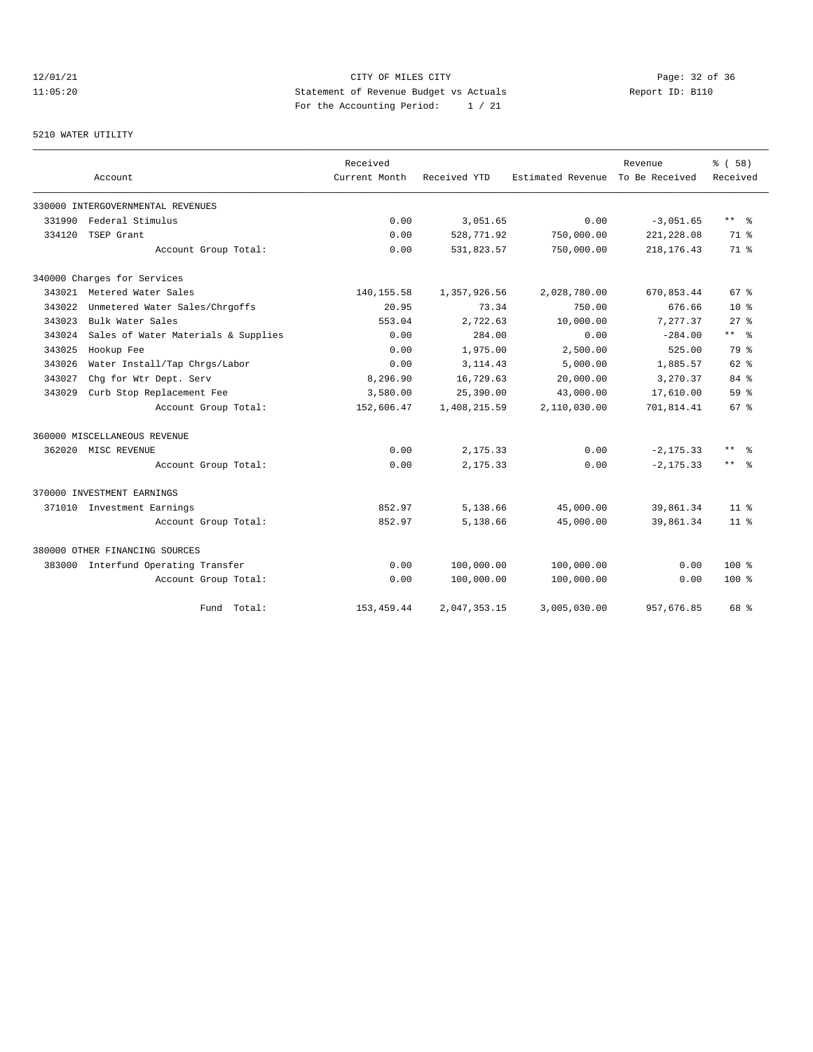CITY OF MILES CITY
Statement of Revenue Budget vs Actuals
For the Accounting Period: 1 / 21

12/01/21
11:05:20

Report ID: B110

5210 WATER UTILITY

| Account | Received Current Month | Received YTD | Estimated Revenue | Revenue To Be Received | % ( 58) Received |
|---|---|---|---|---|---|
| 330000 INTERGOVERNMENTAL REVENUES | | | | | |
| 331990 Federal Stimulus | 0.00 | 3,051.65 | 0.00 | -3,051.65 | ** % |
| 334120 TSEP Grant | 0.00 | 528,771.92 | 750,000.00 | 221,228.08 | 71 % |
| Account Group Total: | 0.00 | 531,823.57 | 750,000.00 | 218,176.43 | 71 % |
| 340000 Charges for Services | | | | | |
| 343021 Metered Water Sales | 140,155.58 | 1,357,926.56 | 2,028,780.00 | 670,853.44 | 67 % |
| 343022 Unmetered Water Sales/Chrgoffs | 20.95 | 73.34 | 750.00 | 676.66 | 10 % |
| 343023 Bulk Water Sales | 553.04 | 2,722.63 | 10,000.00 | 7,277.37 | 27 % |
| 343024 Sales of Water Materials & Supplies | 0.00 | 284.00 | 0.00 | -284.00 | ** % |
| 343025 Hookup Fee | 0.00 | 1,975.00 | 2,500.00 | 525.00 | 79 % |
| 343026 Water Install/Tap Chrgs/Labor | 0.00 | 3,114.43 | 5,000.00 | 1,885.57 | 62 % |
| 343027 Chg for Wtr Dept. Serv | 8,296.90 | 16,729.63 | 20,000.00 | 3,270.37 | 84 % |
| 343029 Curb Stop Replacement Fee | 3,580.00 | 25,390.00 | 43,000.00 | 17,610.00 | 59 % |
| Account Group Total: | 152,606.47 | 1,408,215.59 | 2,110,030.00 | 701,814.41 | 67 % |
| 360000 MISCELLANEOUS REVENUE | | | | | |
| 362020 MISC REVENUE | 0.00 | 2,175.33 | 0.00 | -2,175.33 | ** % |
| Account Group Total: | 0.00 | 2,175.33 | 0.00 | -2,175.33 | ** % |
| 370000 INVESTMENT EARNINGS | | | | | |
| 371010 Investment Earnings | 852.97 | 5,138.66 | 45,000.00 | 39,861.34 | 11 % |
| Account Group Total: | 852.97 | 5,138.66 | 45,000.00 | 39,861.34 | 11 % |
| 380000 OTHER FINANCING SOURCES | | | | | |
| 383000 Interfund Operating Transfer | 0.00 | 100,000.00 | 100,000.00 | 0.00 | 100 % |
| Account Group Total: | 0.00 | 100,000.00 | 100,000.00 | 0.00 | 100 % |
| Fund Total: | 153,459.44 | 2,047,353.15 | 3,005,030.00 | 957,676.85 | 68 % |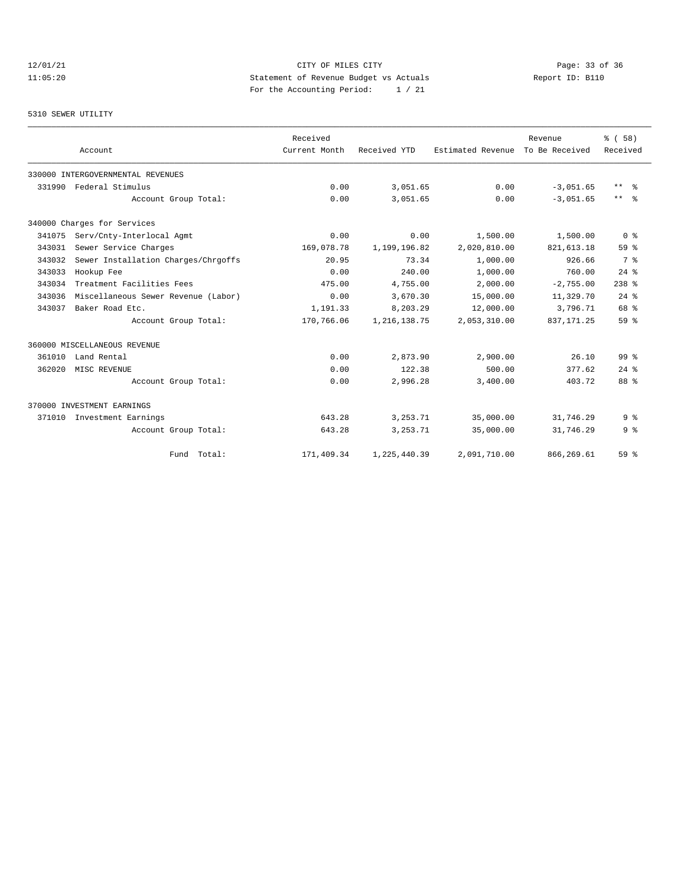CITY OF MILES CITY
Statement of Revenue Budget vs Actuals
For the Accounting Period: 1 / 21

12/01/21
11:05:20

Report ID: B110

5310 SEWER UTILITY

| Account | Received Current Month | Received YTD | Estimated Revenue | Revenue To Be Received | % ( 58) Received |
|---|---|---|---|---|---|
| 330000 INTERGOVERNMENTAL REVENUES | | | | | |
| 331990 Federal Stimulus | 0.00 | 3,051.65 | 0.00 | -3,051.65 | ** % |
| Account Group Total: | 0.00 | 3,051.65 | 0.00 | -3,051.65 | ** % |
| 340000 Charges for Services | | | | | |
| 341075 Serv/Cnty-Interlocal Agmt | 0.00 | 0.00 | 1,500.00 | 1,500.00 | 0 % |
| 343031 Sewer Service Charges | 169,078.78 | 1,199,196.82 | 2,020,810.00 | 821,613.18 | 59 % |
| 343032 Sewer Installation Charges/Chrgoffs | 20.95 | 73.34 | 1,000.00 | 926.66 | 7 % |
| 343033 Hookup Fee | 0.00 | 240.00 | 1,000.00 | 760.00 | 24 % |
| 343034 Treatment Facilities Fees | 475.00 | 4,755.00 | 2,000.00 | -2,755.00 | 238 % |
| 343036 Miscellaneous Sewer Revenue (Labor) | 0.00 | 3,670.30 | 15,000.00 | 11,329.70 | 24 % |
| 343037 Baker Road Etc. | 1,191.33 | 8,203.29 | 12,000.00 | 3,796.71 | 68 % |
| Account Group Total: | 170,766.06 | 1,216,138.75 | 2,053,310.00 | 837,171.25 | 59 % |
| 360000 MISCELLANEOUS REVENUE | | | | | |
| 361010 Land Rental | 0.00 | 2,873.90 | 2,900.00 | 26.10 | 99 % |
| 362020 MISC REVENUE | 0.00 | 122.38 | 500.00 | 377.62 | 24 % |
| Account Group Total: | 0.00 | 2,996.28 | 3,400.00 | 403.72 | 88 % |
| 370000 INVESTMENT EARNINGS | | | | | |
| 371010 Investment Earnings | 643.28 | 3,253.71 | 35,000.00 | 31,746.29 | 9 % |
| Account Group Total: | 643.28 | 3,253.71 | 35,000.00 | 31,746.29 | 9 % |
| Fund Total: | 171,409.34 | 1,225,440.39 | 2,091,710.00 | 866,269.61 | 59 % |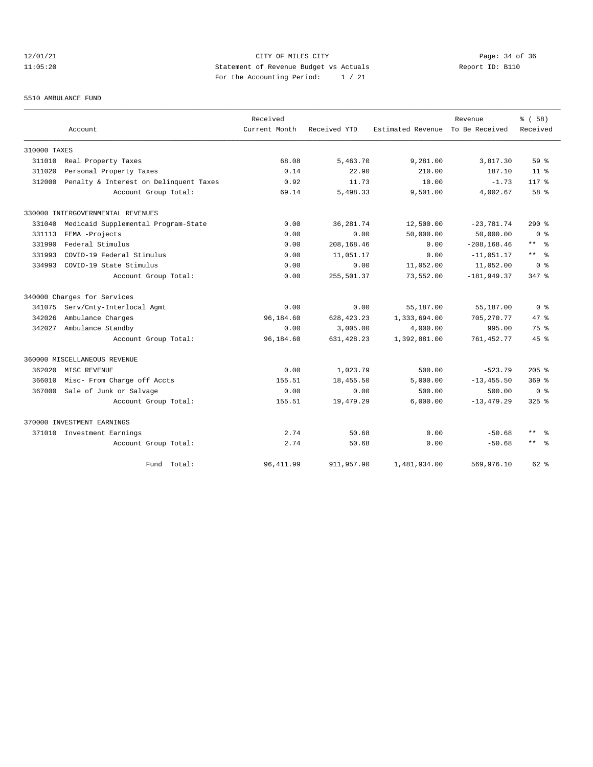12/01/21 CITY OF MILES CITY
11:05:20 Statement of Revenue Budget vs Actuals Report ID: B110
For the Accounting Period: 1 / 21

5510 AMBULANCE FUND

| Account | Received Current Month | Received YTD | Estimated Revenue | Revenue To Be Received | % ( 58) Received |
|---|---|---|---|---|---|
| **310000 TAXES** | | | | | |
| 311010 Real Property Taxes | 68.08 | 5,463.70 | 9,281.00 | 3,817.30 | 59 % |
| 311020 Personal Property Taxes | 0.14 | 22.90 | 210.00 | 187.10 | 11 % |
| 312000 Penalty & Interest on Delinquent Taxes | 0.92 | 11.73 | 10.00 | -1.73 | 117 % |
| Account Group Total: | 69.14 | 5,498.33 | 9,501.00 | 4,002.67 | 58 % |
| **330000 INTERGOVERNMENTAL REVENUES** | | | | | |
| 331040 Medicaid Supplemental Program-State | 0.00 | 36,281.74 | 12,500.00 | -23,781.74 | 290 % |
| 331113 FEMA -Projects | 0.00 | 0.00 | 50,000.00 | 50,000.00 | 0 % |
| 331990 Federal Stimulus | 0.00 | 208,168.46 | 0.00 | -208,168.46 | ** % |
| 331993 COVID-19 Federal Stimulus | 0.00 | 11,051.17 | 0.00 | -11,051.17 | ** % |
| 334993 COVID-19 State Stimulus | 0.00 | 0.00 | 11,052.00 | 11,052.00 | 0 % |
| Account Group Total: | 0.00 | 255,501.37 | 73,552.00 | -181,949.37 | 347 % |
| **340000 Charges for Services** | | | | | |
| 341075 Serv/Cnty-Interlocal Agmt | 0.00 | 0.00 | 55,187.00 | 55,187.00 | 0 % |
| 342026 Ambulance Charges | 96,184.60 | 628,423.23 | 1,333,694.00 | 705,270.77 | 47 % |
| 342027 Ambulance Standby | 0.00 | 3,005.00 | 4,000.00 | 995.00 | 75 % |
| Account Group Total: | 96,184.60 | 631,428.23 | 1,392,881.00 | 761,452.77 | 45 % |
| **360000 MISCELLANEOUS REVENUE** | | | | | |
| 362020 MISC REVENUE | 0.00 | 1,023.79 | 500.00 | -523.79 | 205 % |
| 366010 Misc- From Charge off Accts | 155.51 | 18,455.50 | 5,000.00 | -13,455.50 | 369 % |
| 367000 Sale of Junk or Salvage | 0.00 | 0.00 | 500.00 | 500.00 | 0 % |
| Account Group Total: | 155.51 | 19,479.29 | 6,000.00 | -13,479.29 | 325 % |
| **370000 INVESTMENT EARNINGS** | | | | | |
| 371010 Investment Earnings | 2.74 | 50.68 | 0.00 | -50.68 | ** % |
| Account Group Total: | 2.74 | 50.68 | 0.00 | -50.68 | ** % |
| Fund Total: | 96,411.99 | 911,957.90 | 1,481,934.00 | 569,976.10 | 62 % |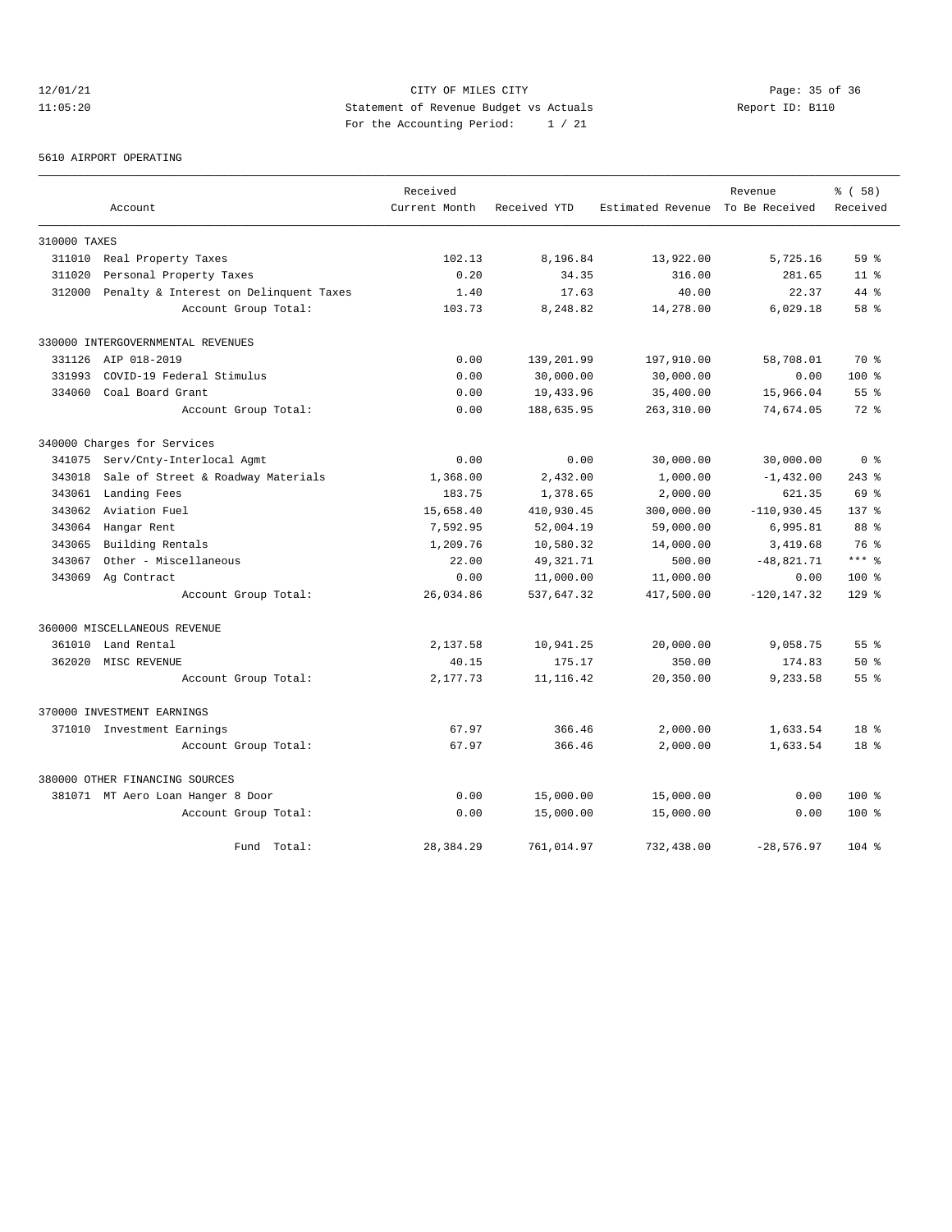CITY OF MILES CITY

Statement of Revenue Budget vs Actuals

For the Accounting Period: 1 / 21

12/01/21 11:05:20 Report ID: B110

5610 AIRPORT OPERATING

| Account | Received Current Month | Received YTD | Estimated Revenue | Revenue To Be Received | % ( 58) Received |
|---|---|---|---|---|---|
| 310000 TAXES | | | | | |
| 311010 Real Property Taxes | 102.13 | 8,196.84 | 13,922.00 | 5,725.16 | 59 % |
| 311020 Personal Property Taxes | 0.20 | 34.35 | 316.00 | 281.65 | 11 % |
| 312000 Penalty & Interest on Delinquent Taxes | 1.40 | 17.63 | 40.00 | 22.37 | 44 % |
| Account Group Total: | 103.73 | 8,248.82 | 14,278.00 | 6,029.18 | 58 % |
| 330000 INTERGOVERNMENTAL REVENUES | | | | | |
| 331126 AIP 018-2019 | 0.00 | 139,201.99 | 197,910.00 | 58,708.01 | 70 % |
| 331993 COVID-19 Federal Stimulus | 0.00 | 30,000.00 | 30,000.00 | 0.00 | 100 % |
| 334060 Coal Board Grant | 0.00 | 19,433.96 | 35,400.00 | 15,966.04 | 55 % |
| Account Group Total: | 0.00 | 188,635.95 | 263,310.00 | 74,674.05 | 72 % |
| 340000 Charges for Services | | | | | |
| 341075 Serv/Cnty-Interlocal Agmt | 0.00 | 0.00 | 30,000.00 | 30,000.00 | 0 % |
| 343018 Sale of Street & Roadway Materials | 1,368.00 | 2,432.00 | 1,000.00 | -1,432.00 | 243 % |
| 343061 Landing Fees | 183.75 | 1,378.65 | 2,000.00 | 621.35 | 69 % |
| 343062 Aviation Fuel | 15,658.40 | 410,930.45 | 300,000.00 | -110,930.45 | 137 % |
| 343064 Hangar Rent | 7,592.95 | 52,004.19 | 59,000.00 | 6,995.81 | 88 % |
| 343065 Building Rentals | 1,209.76 | 10,580.32 | 14,000.00 | 3,419.68 | 76 % |
| 343067 Other - Miscellaneous | 22.00 | 49,321.71 | 500.00 | -48,821.71 | *** % |
| 343069 Ag Contract | 0.00 | 11,000.00 | 11,000.00 | 0.00 | 100 % |
| Account Group Total: | 26,034.86 | 537,647.32 | 417,500.00 | -120,147.32 | 129 % |
| 360000 MISCELLANEOUS REVENUE | | | | | |
| 361010 Land Rental | 2,137.58 | 10,941.25 | 20,000.00 | 9,058.75 | 55 % |
| 362020 MISC REVENUE | 40.15 | 175.17 | 350.00 | 174.83 | 50 % |
| Account Group Total: | 2,177.73 | 11,116.42 | 20,350.00 | 9,233.58 | 55 % |
| 370000 INVESTMENT EARNINGS | | | | | |
| 371010 Investment Earnings | 67.97 | 366.46 | 2,000.00 | 1,633.54 | 18 % |
| Account Group Total: | 67.97 | 366.46 | 2,000.00 | 1,633.54 | 18 % |
| 380000 OTHER FINANCING SOURCES | | | | | |
| 381071 MT Aero Loan Hanger 8 Door | 0.00 | 15,000.00 | 15,000.00 | 0.00 | 100 % |
| Account Group Total: | 0.00 | 15,000.00 | 15,000.00 | 0.00 | 100 % |
| Fund Total: | 28,384.29 | 761,014.97 | 732,438.00 | -28,576.97 | 104 % |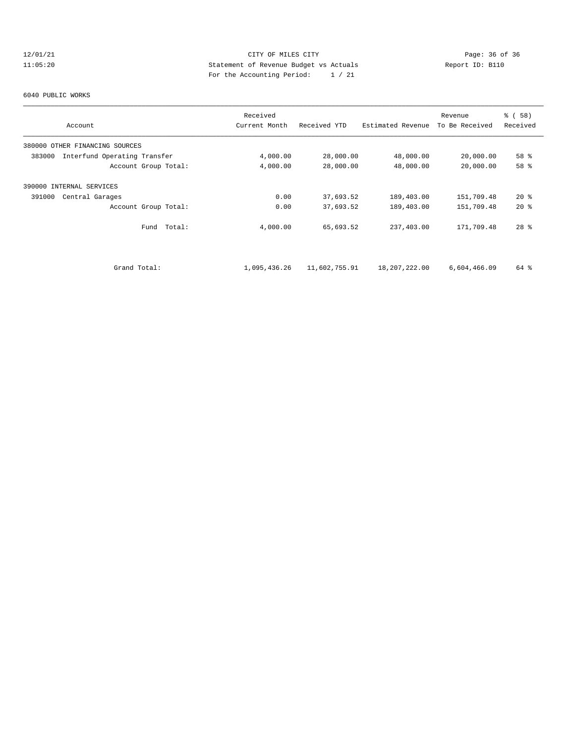CITY OF MILES CITY
Statement of Revenue Budget vs Actuals
For the Accounting Period: 1 / 21

12/01/21
11:05:20

Report ID: B110

6040 PUBLIC WORKS

| Account | Received Current Month | Received YTD | Estimated Revenue | Revenue To Be Received | % ( 58) Received |
|---|---|---|---|---|---|
| 380000 OTHER FINANCING SOURCES | | | | | |
| 383000 Interfund Operating Transfer | 4,000.00 | 28,000.00 | 48,000.00 | 20,000.00 | 58 % |
| Account Group Total: | 4,000.00 | 28,000.00 | 48,000.00 | 20,000.00 | 58 % |
| 390000 INTERNAL SERVICES | | | | | |
| 391000 Central Garages | 0.00 | 37,693.52 | 189,403.00 | 151,709.48 | 20 % |
| Account Group Total: | 0.00 | 37,693.52 | 189,403.00 | 151,709.48 | 20 % |
| Fund Total: | 4,000.00 | 65,693.52 | 237,403.00 | 171,709.48 | 28 % |
| Grand Total: | 1,095,436.26 | 11,602,755.91 | 18,207,222.00 | 6,604,466.09 | 64 % |